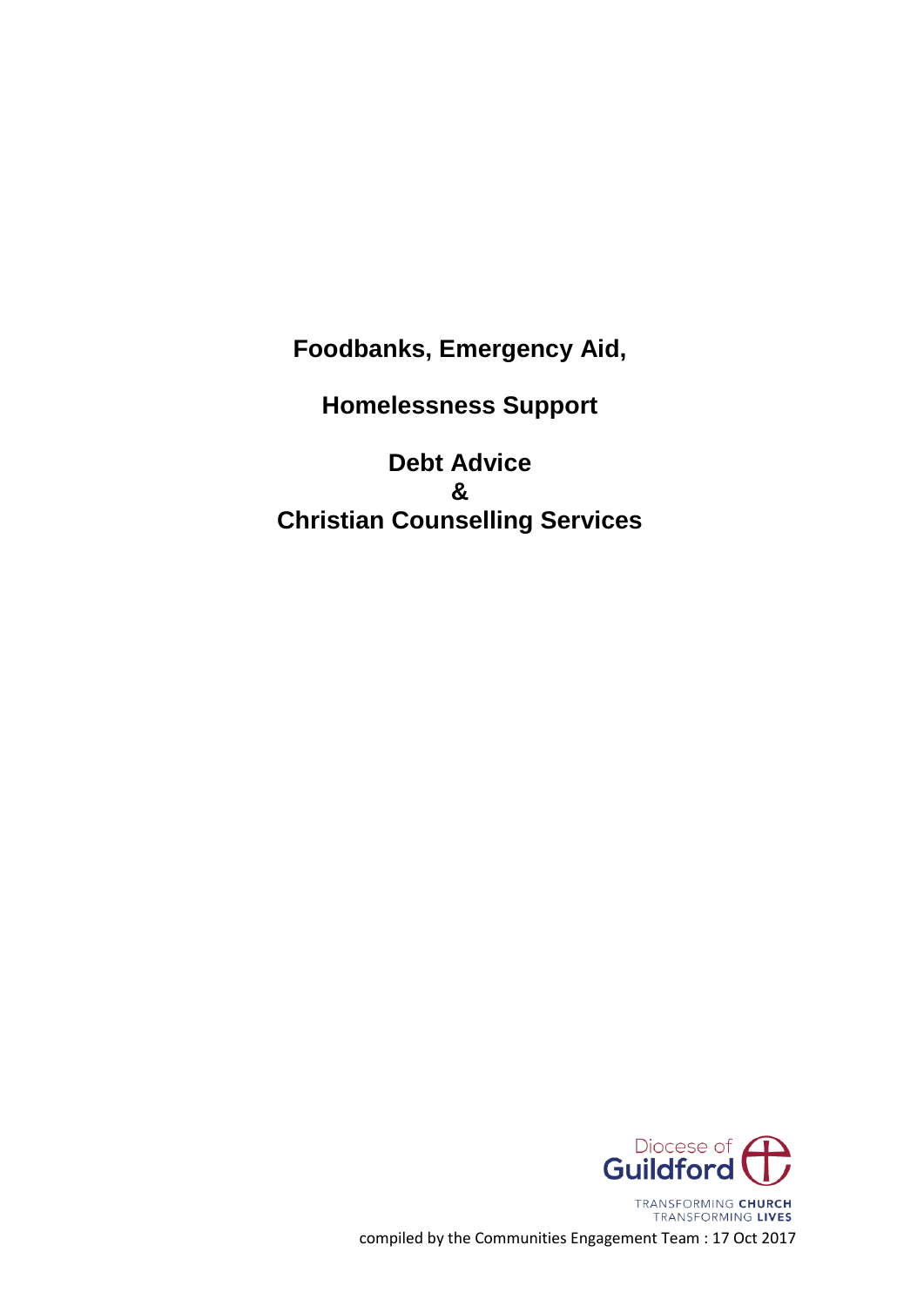# Foodbanks, Emergency Aid,

# Homelessness Support

# Debt Advice
# &
# Christian Counselling Services

Diocese of Guildford

TRANSFORMING **CHURCH**
TRANSFORMING **LIVES**

compiled by the Communities Engagement Team : 17 Oct 2017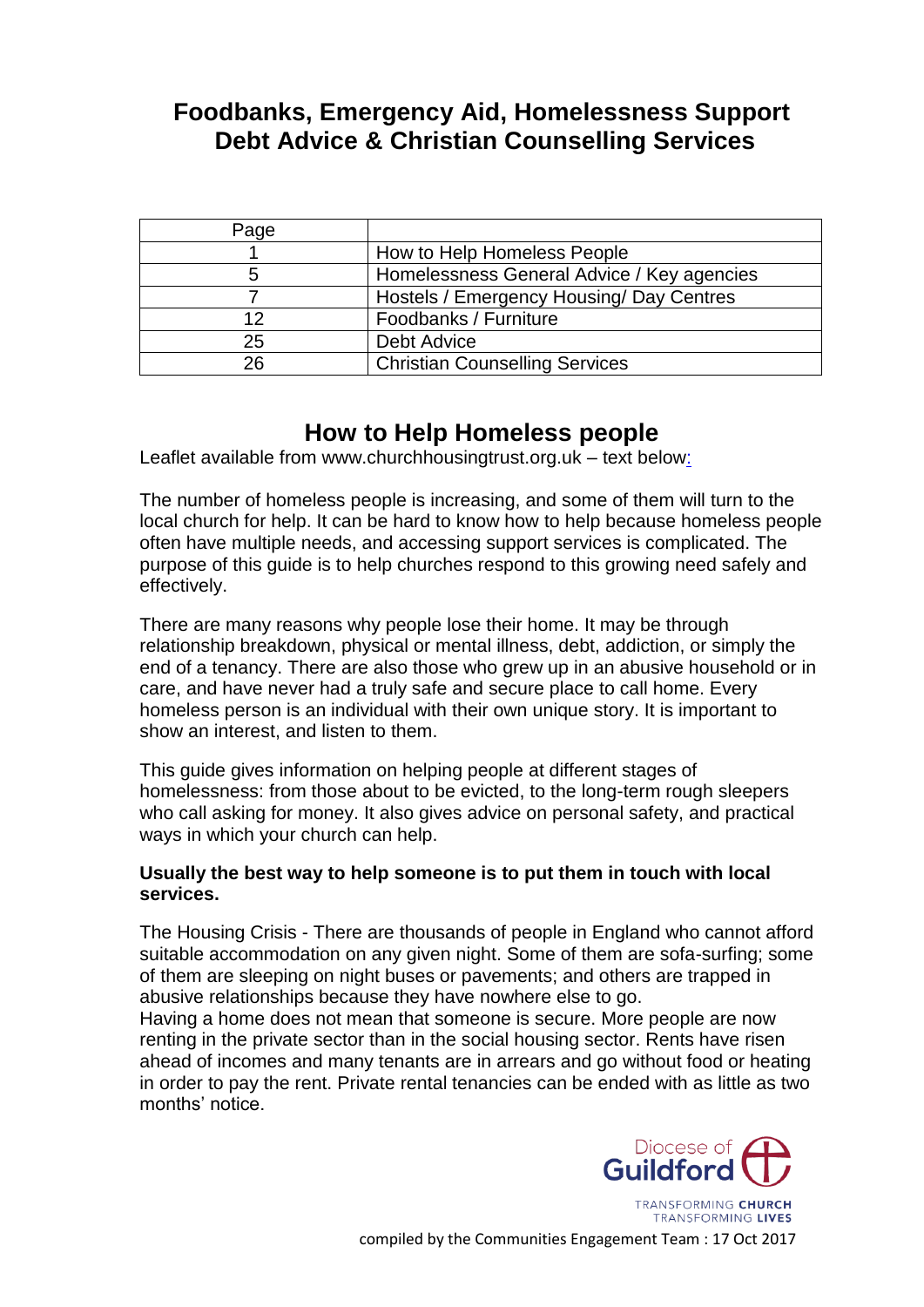# Foodbanks, Emergency Aid, Homelessness Support Debt Advice & Christian Counselling Services

| Page | |
|---|---|
| 1 | How to Help Homeless People |
| 5 | Homelessness General Advice / Key agencies |
| 7 | Hostels / Emergency Housing/ Day Centres |
| 12 | Foodbanks / Furniture |
| 25 | Debt Advice |
| 26 | Christian Counselling Services |

## How to Help Homeless people

Leaflet available from www.churchhousingtrust.org.uk – text below:

The number of homeless people is increasing, and some of them will turn to the local church for help. It can be hard to know how to help because homeless people often have multiple needs, and accessing support services is complicated. The purpose of this guide is to help churches respond to this growing need safely and effectively.

There are many reasons why people lose their home. It may be through relationship breakdown, physical or mental illness, debt, addiction, or simply the end of a tenancy. There are also those who grew up in an abusive household or in care, and have never had a truly safe and secure place to call home. Every homeless person is an individual with their own unique story. It is important to show an interest, and listen to them.

This guide gives information on helping people at different stages of homelessness: from those about to be evicted, to the long-term rough sleepers who call asking for money. It also gives advice on personal safety, and practical ways in which your church can help.

**Usually the best way to help someone is to put them in touch with local services.**

The Housing Crisis - There are thousands of people in England who cannot afford suitable accommodation on any given night. Some of them are sofa-surfing; some of them are sleeping on night buses or pavements; and others are trapped in abusive relationships because they have nowhere else to go.
Having a home does not mean that someone is secure. More people are now renting in the private sector than in the social housing sector. Rents have risen ahead of incomes and many tenants are in arrears and go without food or heating in order to pay the rent. Private rental tenancies can be ended with as little as two months' notice.

Diocese of Guildford
TRANSFORMING CHURCH TRANSFORMING LIVES

compiled by the Communities Engagement Team : 17 Oct 2017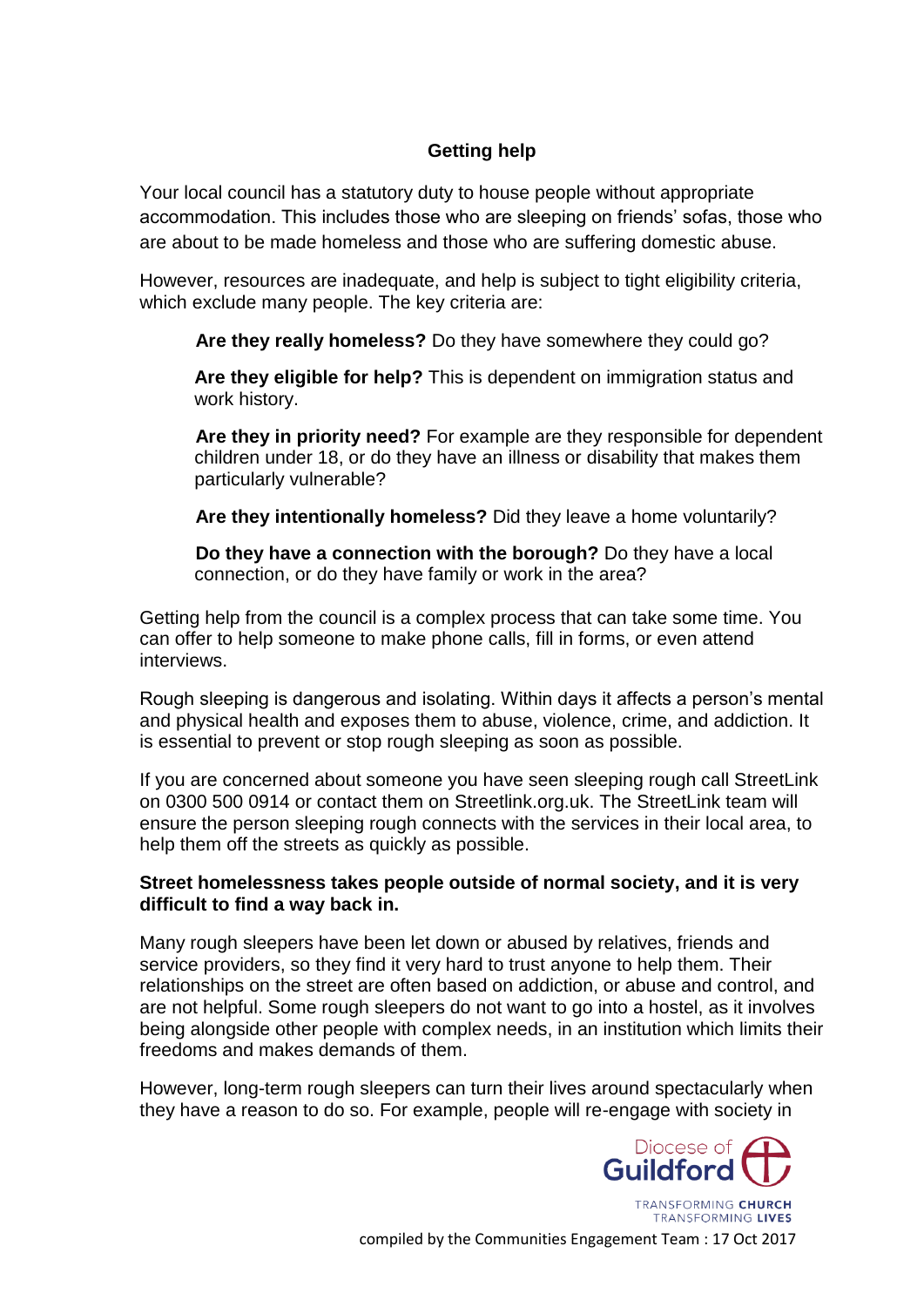## Getting help

Your local council has a statutory duty to house people without appropriate accommodation. This includes those who are sleeping on friends' sofas, those who are about to be made homeless and those who are suffering domestic abuse.

However, resources are inadequate, and help is subject to tight eligibility criteria, which exclude many people. The key criteria are:

> **Are they really homeless?** Do they have somewhere they could go?
>
> **Are they eligible for help?** This is dependent on immigration status and work history.
>
> **Are they in priority need?** For example are they responsible for dependent children under 18, or do they have an illness or disability that makes them particularly vulnerable?
>
> **Are they intentionally homeless?** Did they leave a home voluntarily?
>
> **Do they have a connection with the borough?** Do they have a local connection, or do they have family or work in the area?

Getting help from the council is a complex process that can take some time. You can offer to help someone to make phone calls, fill in forms, or even attend interviews.

Rough sleeping is dangerous and isolating. Within days it affects a person's mental and physical health and exposes them to abuse, violence, crime, and addiction. It is essential to prevent or stop rough sleeping as soon as possible.

If you are concerned about someone you have seen sleeping rough call StreetLink on 0300 500 0914 or contact them on Streetlink.org.uk. The StreetLink team will ensure the person sleeping rough connects with the services in their local area, to help them off the streets as quickly as possible.

**Street homelessness takes people outside of normal society, and it is very difficult to find a way back in.**

Many rough sleepers have been let down or abused by relatives, friends and service providers, so they find it very hard to trust anyone to help them. Their relationships on the street are often based on addiction, or abuse and control, and are not helpful. Some rough sleepers do not want to go into a hostel, as it involves being alongside other people with complex needs, in an institution which limits their freedoms and makes demands of them.

However, long-term rough sleepers can turn their lives around spectacularly when they have a reason to do so. For example, people will re-engage with society in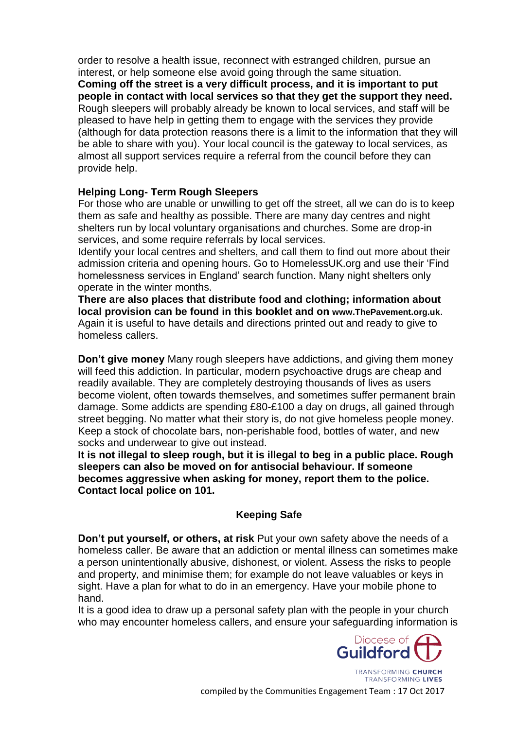order to resolve a health issue, reconnect with estranged children, pursue an interest, or help someone else avoid going through the same situation.

**Coming off the street is a very difficult process, and it is important to put people in contact with local services so that they get the support they need.** Rough sleepers will probably already be known to local services, and staff will be pleased to have help in getting them to engage with the services they provide (although for data protection reasons there is a limit to the information that they will be able to share with you). Your local council is the gateway to local services, as almost all support services require a referral from the council before they can provide help.

**Helping Long- Term Rough Sleepers**

For those who are unable or unwilling to get off the street, all we can do is to keep them as safe and healthy as possible. There are many day centres and night shelters run by local voluntary organisations and churches. Some are drop-in services, and some require referrals by local services.

Identify your local centres and shelters, and call them to find out more about their admission criteria and opening hours. Go to HomelessUK.org and use their 'Find homelessness services in England' search function. Many night shelters only operate in the winter months.

**There are also places that distribute food and clothing; information about local provision can be found in this booklet and on www.ThePavement.org.uk**. Again it is useful to have details and directions printed out and ready to give to homeless callers.

**Don't give money** Many rough sleepers have addictions, and giving them money will feed this addiction. In particular, modern psychoactive drugs are cheap and readily available. They are completely destroying thousands of lives as users become violent, often towards themselves, and sometimes suffer permanent brain damage. Some addicts are spending £80-£100 a day on drugs, all gained through street begging. No matter what their story is, do not give homeless people money. Keep a stock of chocolate bars, non-perishable food, bottles of water, and new socks and underwear to give out instead.

**It is not illegal to sleep rough, but it is illegal to beg in a public place. Rough sleepers can also be moved on for antisocial behaviour. If someone becomes aggressive when asking for money, report them to the police. Contact local police on 101.**

## Keeping Safe

**Don't put yourself, or others, at risk** Put your own safety above the needs of a homeless caller. Be aware that an addiction or mental illness can sometimes make a person unintentionally abusive, dishonest, or violent. Assess the risks to people and property, and minimise them; for example do not leave valuables or keys in sight. Have a plan for what to do in an emergency. Have your mobile phone to hand.

It is a good idea to draw up a personal safety plan with the people in your church who may encounter homeless callers, and ensure your safeguarding information is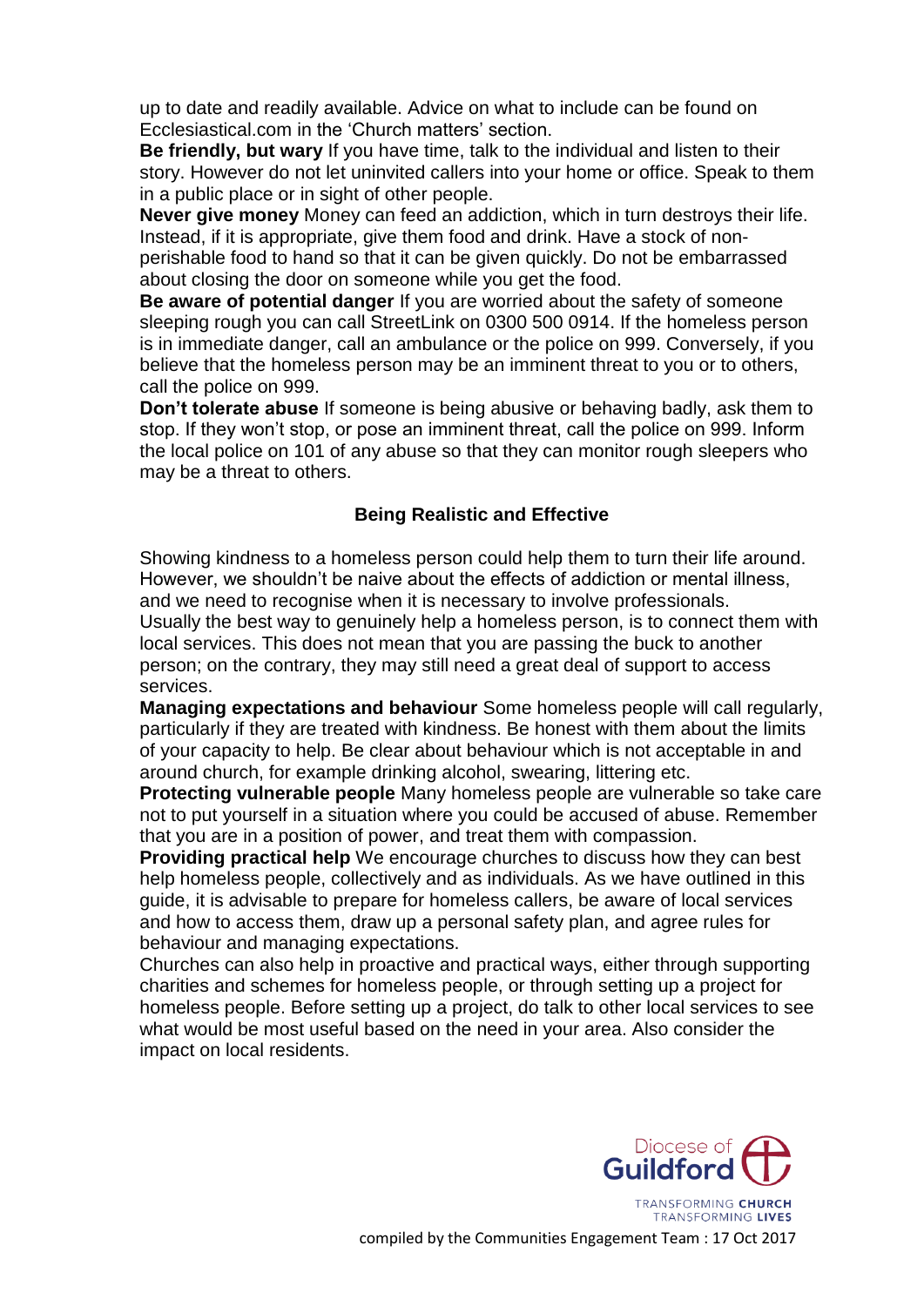up to date and readily available. Advice on what to include can be found on Ecclesiastical.com in the 'Church matters' section.

**Be friendly, but wary** If you have time, talk to the individual and listen to their story. However do not let uninvited callers into your home or office. Speak to them in a public place or in sight of other people.

**Never give money** Money can feed an addiction, which in turn destroys their life. Instead, if it is appropriate, give them food and drink. Have a stock of non-perishable food to hand so that it can be given quickly. Do not be embarrassed about closing the door on someone while you get the food.

**Be aware of potential danger** If you are worried about the safety of someone sleeping rough you can call StreetLink on 0300 500 0914. If the homeless person is in immediate danger, call an ambulance or the police on 999. Conversely, if you believe that the homeless person may be an imminent threat to you or to others, call the police on 999.

**Don't tolerate abuse** If someone is being abusive or behaving badly, ask them to stop. If they won't stop, or pose an imminent threat, call the police on 999. Inform the local police on 101 of any abuse so that they can monitor rough sleepers who may be a threat to others.

## Being Realistic and Effective

Showing kindness to a homeless person could help them to turn their life around. However, we shouldn't be naive about the effects of addiction or mental illness, and we need to recognise when it is necessary to involve professionals.

Usually the best way to genuinely help a homeless person, is to connect them with local services. This does not mean that you are passing the buck to another person; on the contrary, they may still need a great deal of support to access services.

**Managing expectations and behaviour** Some homeless people will call regularly, particularly if they are treated with kindness. Be honest with them about the limits of your capacity to help. Be clear about behaviour which is not acceptable in and around church, for example drinking alcohol, swearing, littering etc.

**Protecting vulnerable people** Many homeless people are vulnerable so take care not to put yourself in a situation where you could be accused of abuse. Remember that you are in a position of power, and treat them with compassion.

**Providing practical help** We encourage churches to discuss how they can best help homeless people, collectively and as individuals. As we have outlined in this guide, it is advisable to prepare for homeless callers, be aware of local services and how to access them, draw up a personal safety plan, and agree rules for behaviour and managing expectations.

Churches can also help in proactive and practical ways, either through supporting charities and schemes for homeless people, or through setting up a project for homeless people. Before setting up a project, do talk to other local services to see what would be most useful based on the need in your area. Also consider the impact on local residents.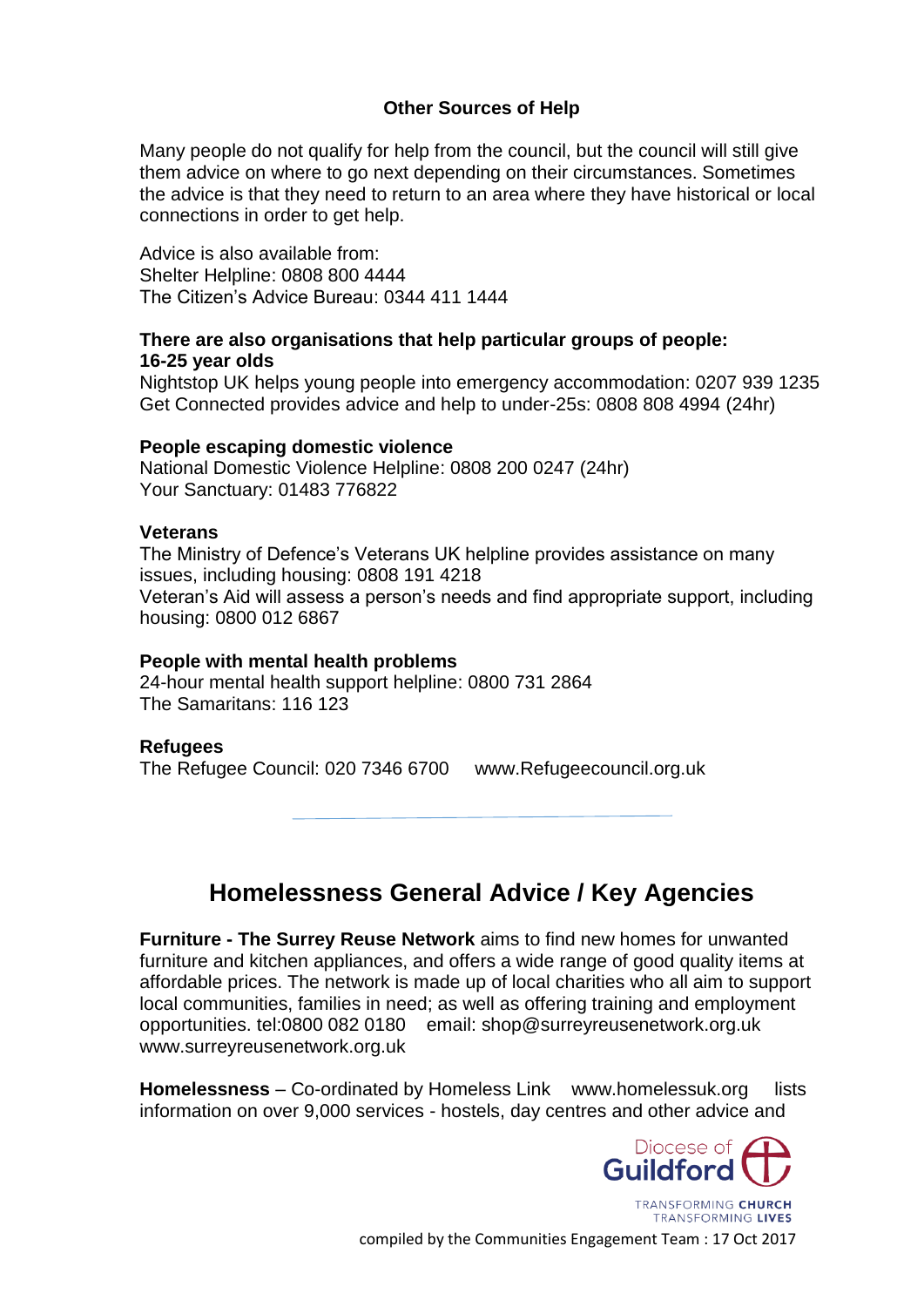### Other Sources of Help

Many people do not qualify for help from the council, but the council will still give them advice on where to go next depending on their circumstances. Sometimes the advice is that they need to return to an area where they have historical or local connections in order to get help.

Advice is also available from:
Shelter Helpline: 0808 800 4444
The Citizen's Advice Bureau: 0344 411 1444

**There are also organisations that help particular groups of people:**
**16-25 year olds**
Nightstop UK helps young people into emergency accommodation: 0207 939 1235
Get Connected provides advice and help to under-25s: 0808 808 4994 (24hr)

**People escaping domestic violence**
National Domestic Violence Helpline: 0808 200 0247 (24hr)
Your Sanctuary: 01483 776822

**Veterans**
The Ministry of Defence's Veterans UK helpline provides assistance on many issues, including housing: 0808 191 4218
Veteran's Aid will assess a person's needs and find appropriate support, including housing: 0800 012 6867

**People with mental health problems**
24-hour mental health support helpline: 0800 731 2864
The Samaritans: 116 123

**Refugees**
The Refugee Council: 020 7346 6700 www.Refugeecouncil.org.uk

---

## Homelessness General Advice / Key Agencies

**Furniture - The Surrey Reuse Network** aims to find new homes for unwanted furniture and kitchen appliances, and offers a wide range of good quality items at affordable prices. The network is made up of local charities who all aim to support local communities, families in need; as well as offering training and employment opportunities. tel:0800 082 0180 email: shop@surreyreusenetwork.org.uk www.surreyreusenetwork.org.uk

**Homelessness** – Co-ordinated by Homeless Link www.homelessuk.org lists information on over 9,000 services - hostels, day centres and other advice and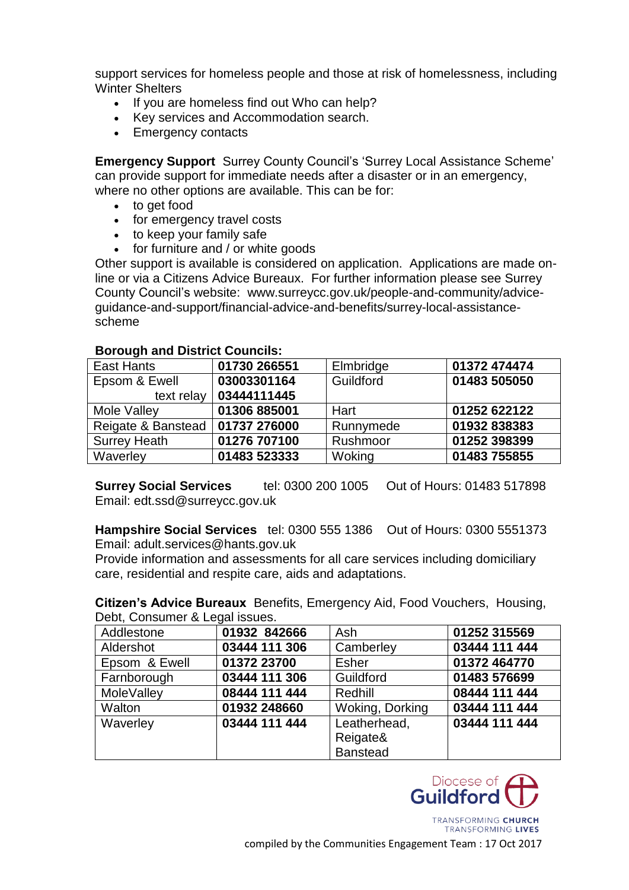support services for homeless people and those at risk of homelessness, including Winter Shelters

- If you are homeless find out Who can help?
- Key services and Accommodation search.
- Emergency contacts

**Emergency Support** Surrey County Council's 'Surrey Local Assistance Scheme' can provide support for immediate needs after a disaster or in an emergency, where no other options are available. This can be for:

- to get food
- for emergency travel costs
- to keep your family safe
- for furniture and / or white goods

Other support is available is considered on application. Applications are made on-line or via a Citizens Advice Bureaux. For further information please see Surrey County Council's website: www.surreycc.gov.uk/people-and-community/advice-guidance-and-support/financial-advice-and-benefits/surrey-local-assistance-scheme

**Borough and District Councils:**

| | | | |
|---|---|---|---|
| East Hants | **01730 266551** | Elmbridge | **01372 474474** |
| Epsom & Ewell<br>text relay | **03003301164**<br>**03444111445** | Guildford | **01483 505050** |
| Mole Valley | **01306 885001** | Hart | **01252 622122** |
| Reigate & Banstead | **01737 276000** | Runnymede | **01932 838383** |
| Surrey Heath | **01276 707100** | Rushmoor | **01252 398399** |
| Waverley | **01483 523333** | Woking | **01483 755855** |

**Surrey Social Services** tel: 0300 200 1005 Out of Hours: 01483 517898
Email: edt.ssd@surreycc.gov.uk

**Hampshire Social Services** tel: 0300 555 1386 Out of Hours: 0300 5551373
Email: adult.services@hants.gov.uk
Provide information and assessments for all care services including domiciliary care, residential and respite care, aids and adaptations.

**Citizen's Advice Bureaux** Benefits, Emergency Aid, Food Vouchers, Housing, Debt, Consumer & Legal issues.

| | | | |
|---|---|---|---|
| Addlestone | **01932 842666** | Ash | **01252 315569** |
| Aldershot | **03444 111 306** | Camberley | **03444 111 444** |
| Epsom & Ewell | **01372 23700** | Esher | **01372 464770** |
| Farnborough | **03444 111 306** | Guildford | **01483 576699** |
| MoleValley | **08444 111 444** | Redhill | **08444 111 444** |
| Walton | **01932 248660** | Woking, Dorking | **03444 111 444** |
| Waverley | **03444 111 444** | Leatherhead, Reigate& Banstead | **03444 111 444** |

Diocese of Guildford
TRANSFORMING CHURCH TRANSFORMING LIVES

compiled by the Communities Engagement Team : 17 Oct 2017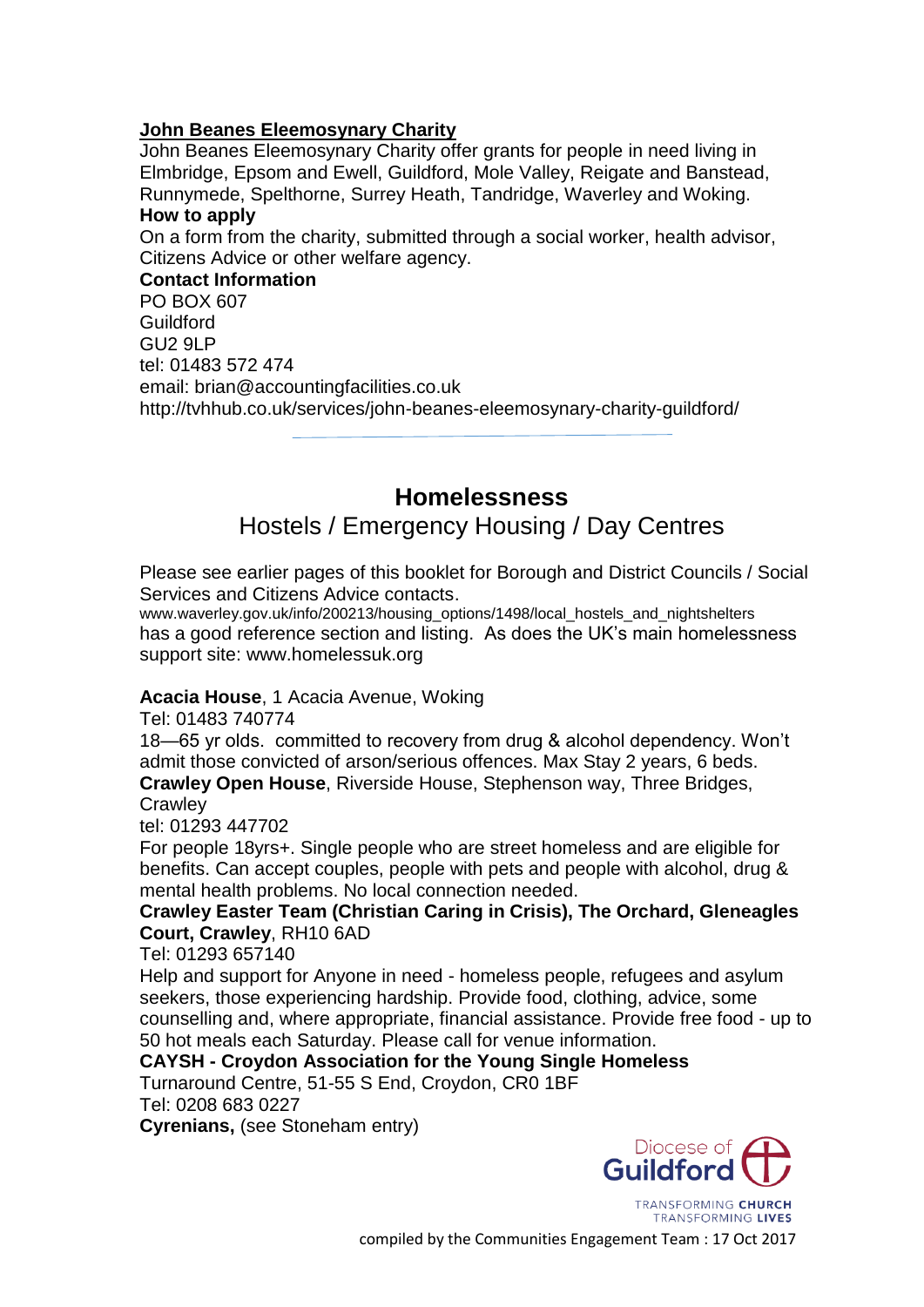**John Beanes Eleemosynary Charity**

John Beanes Eleemosynary Charity offer grants for people in need living in Elmbridge, Epsom and Ewell, Guildford, Mole Valley, Reigate and Banstead, Runnymede, Spelthorne, Surrey Heath, Tandridge, Waverley and Woking.

**How to apply**

On a form from the charity, submitted through a social worker, health advisor, Citizens Advice or other welfare agency.

**Contact Information**

PO BOX 607
Guildford
GU2 9LP
tel: 01483 572 474
email: brian@accountingfacilities.co.uk
http://tvhhub.co.uk/services/john-beanes-eleemosynary-charity-guildford/

---

## Homelessness

### Hostels / Emergency Housing / Day Centres

Please see earlier pages of this booklet for Borough and District Councils / Social Services and Citizens Advice contacts.
www.waverley.gov.uk/info/200213/housing_options/1498/local_hostels_and_nightshelters has a good reference section and listing. As does the UK's main homelessness support site: www.homelessuk.org

**Acacia House**, 1 Acacia Avenue, Woking
Tel: 01483 740774
18—65 yr olds. committed to recovery from drug & alcohol dependency. Won't admit those convicted of arson/serious offences. Max Stay 2 years, 6 beds.

**Crawley Open House**, Riverside House, Stephenson way, Three Bridges, Crawley
tel: 01293 447702
For people 18yrs+. Single people who are street homeless and are eligible for benefits. Can accept couples, people with pets and people with alcohol, drug & mental health problems. No local connection needed.

**Crawley Easter Team (Christian Caring in Crisis), The Orchard, Gleneagles Court, Crawley**, RH10 6AD
Tel: 01293 657140
Help and support for Anyone in need - homeless people, refugees and asylum seekers, those experiencing hardship. Provide food, clothing, advice, some counselling and, where appropriate, financial assistance. Provide free food - up to 50 hot meals each Saturday. Please call for venue information.

**CAYSH - Croydon Association for the Young Single Homeless**
Turnaround Centre, 51-55 S End, Croydon, CR0 1BF
Tel: 0208 683 0227

**Cyrenians,** (see Stoneham entry)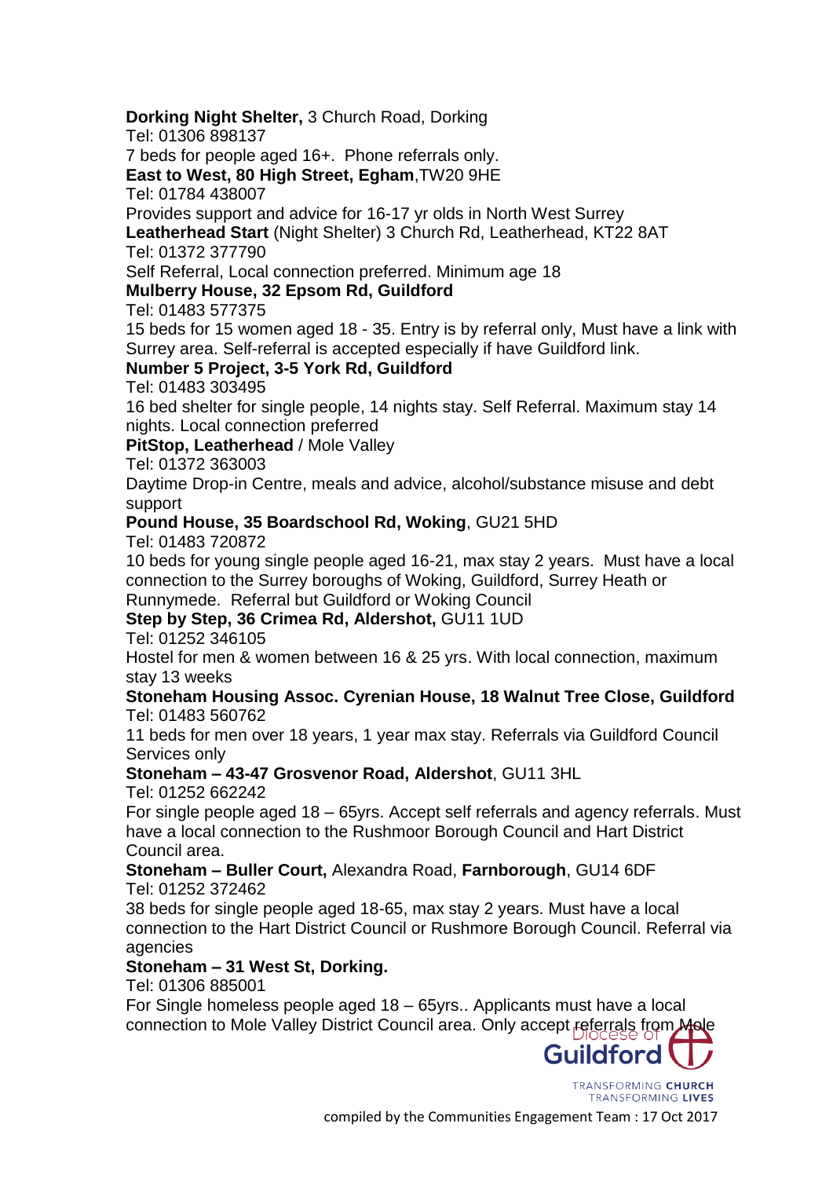**Dorking Night Shelter,** 3 Church Road, Dorking
Tel: 01306 898137
7 beds for people aged 16+. Phone referrals only.

**East to West, 80 High Street, Egham**,TW20 9HE
Tel: 01784 438007
Provides support and advice for 16-17 yr olds in North West Surrey

**Leatherhead Start** (Night Shelter) 3 Church Rd, Leatherhead, KT22 8AT
Tel: 01372 377790
Self Referral, Local connection preferred. Minimum age 18

**Mulberry House, 32 Epsom Rd, Guildford**
Tel: 01483 577375
15 beds for 15 women aged 18 - 35. Entry is by referral only, Must have a link with Surrey area. Self-referral is accepted especially if have Guildford link.

**Number 5 Project, 3-5 York Rd, Guildford**
Tel: 01483 303495
16 bed shelter for single people, 14 nights stay. Self Referral. Maximum stay 14 nights. Local connection preferred

**PitStop, Leatherhead** / Mole Valley
Tel: 01372 363003
Daytime Drop-in Centre, meals and advice, alcohol/substance misuse and debt support

**Pound House, 35 Boardschool Rd, Woking**, GU21 5HD
Tel: 01483 720872
10 beds for young single people aged 16-21, max stay 2 years. Must have a local connection to the Surrey boroughs of Woking, Guildford, Surrey Heath or Runnymede. Referral but Guildford or Woking Council

**Step by Step, 36 Crimea Rd, Aldershot,** GU11 1UD
Tel: 01252 346105
Hostel for men & women between 16 & 25 yrs. With local connection, maximum stay 13 weeks

**Stoneham Housing Assoc. Cyrenian House, 18 Walnut Tree Close, Guildford**
Tel: 01483 560762
11 beds for men over 18 years, 1 year max stay. Referrals via Guildford Council Services only

**Stoneham – 43-47 Grosvenor Road, Aldershot**, GU11 3HL
Tel: 01252 662242
For single people aged 18 – 65yrs. Accept self referrals and agency referrals. Must have a local connection to the Rushmoor Borough Council and Hart District Council area.

**Stoneham – Buller Court,** Alexandra Road, **Farnborough**, GU14 6DF
Tel: 01252 372462
38 beds for single people aged 18-65, max stay 2 years. Must have a local connection to the Hart District Council or Rushmore Borough Council. Referral via agencies

**Stoneham – 31 West St, Dorking.**
Tel: 01306 885001
For Single homeless people aged 18 – 65yrs.. Applicants must have a local connection to Mole Valley District Council area. Only accept referrals from Mole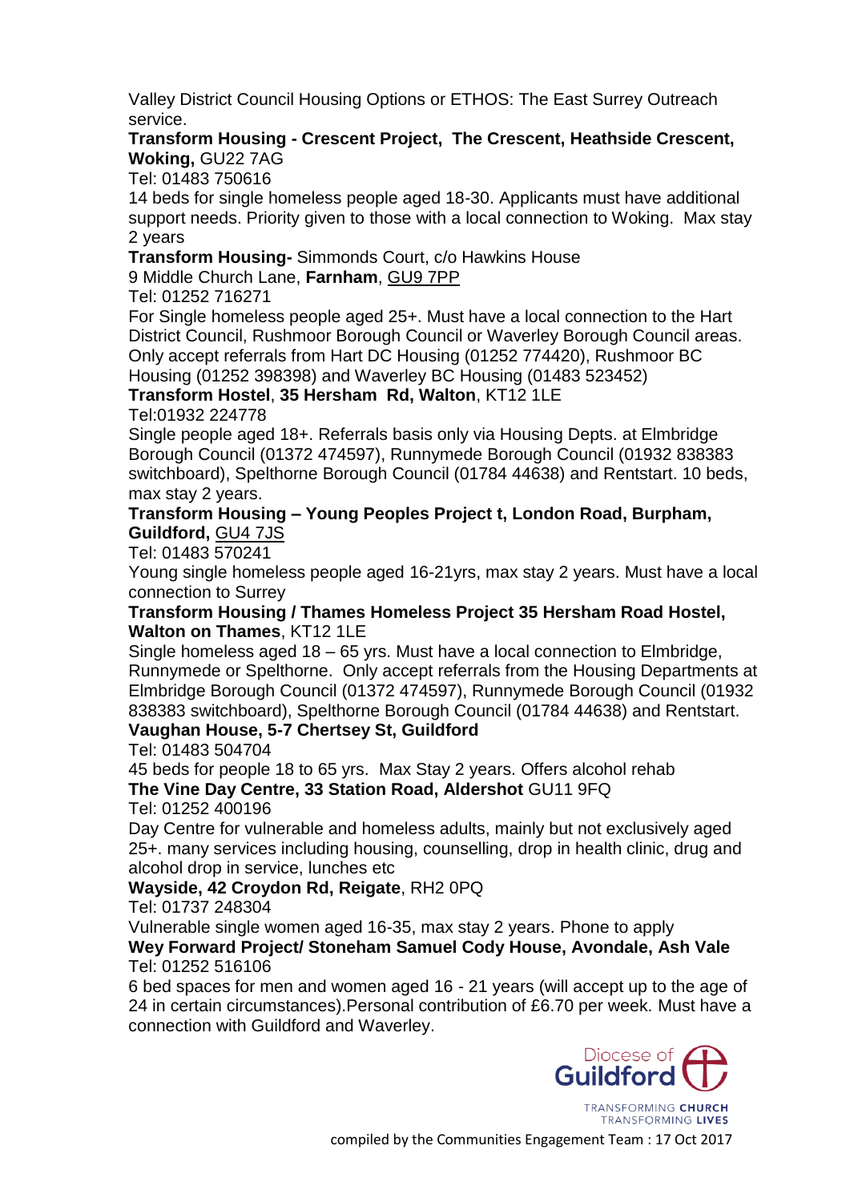Valley District Council Housing Options or ETHOS: The East Surrey Outreach service.

**Transform Housing - Crescent Project, The Crescent, Heathside Crescent, Woking,** GU22 7AG
Tel: 01483 750616
14 beds for single homeless people aged 18-30. Applicants must have additional support needs. Priority given to those with a local connection to Woking. Max stay 2 years

**Transform Housing-** Simmonds Court, c/o Hawkins House
9 Middle Church Lane, **Farnham**, GU9 7PP
Tel: 01252 716271
For Single homeless people aged 25+. Must have a local connection to the Hart District Council, Rushmoor Borough Council or Waverley Borough Council areas. Only accept referrals from Hart DC Housing (01252 774420), Rushmoor BC Housing (01252 398398) and Waverley BC Housing (01483 523452)

**Transform Hostel**, **35 Hersham Rd, Walton**, KT12 1LE
Tel:01932 224778
Single people aged 18+. Referrals basis only via Housing Depts. at Elmbridge Borough Council (01372 474597), Runnymede Borough Council (01932 838383 switchboard), Spelthorne Borough Council (01784 44638) and Rentstart. 10 beds, max stay 2 years.

**Transform Housing – Young Peoples Project t, London Road, Burpham, Guildford,** GU4 7JS
Tel: 01483 570241
Young single homeless people aged 16-21yrs, max stay 2 years. Must have a local connection to Surrey

**Transform Housing / Thames Homeless Project 35 Hersham Road Hostel, Walton on Thames**, KT12 1LE
Single homeless aged 18 – 65 yrs. Must have a local connection to Elmbridge, Runnymede or Spelthorne. Only accept referrals from the Housing Departments at Elmbridge Borough Council (01372 474597), Runnymede Borough Council (01932 838383 switchboard), Spelthorne Borough Council (01784 44638) and Rentstart.

**Vaughan House, 5-7 Chertsey St, Guildford**
Tel: 01483 504704
45 beds for people 18 to 65 yrs. Max Stay 2 years. Offers alcohol rehab

**The Vine Day Centre, 33 Station Road, Aldershot** GU11 9FQ
Tel: 01252 400196
Day Centre for vulnerable and homeless adults, mainly but not exclusively aged 25+. many services including housing, counselling, drop in health clinic, drug and alcohol drop in service, lunches etc

**Wayside, 42 Croydon Rd, Reigate**, RH2 0PQ
Tel: 01737 248304
Vulnerable single women aged 16-35, max stay 2 years. Phone to apply

**Wey Forward Project/ Stoneham Samuel Cody House, Avondale, Ash Vale**
Tel: 01252 516106
6 bed spaces for men and women aged 16 - 21 years (will accept up to the age of 24 in certain circumstances).Personal contribution of £6.70 per week. Must have a connection with Guildford and Waverley.

Diocese of Guildford
TRANSFORMING CHURCH TRANSFORMING LIVES

compiled by the Communities Engagement Team : 17 Oct 2017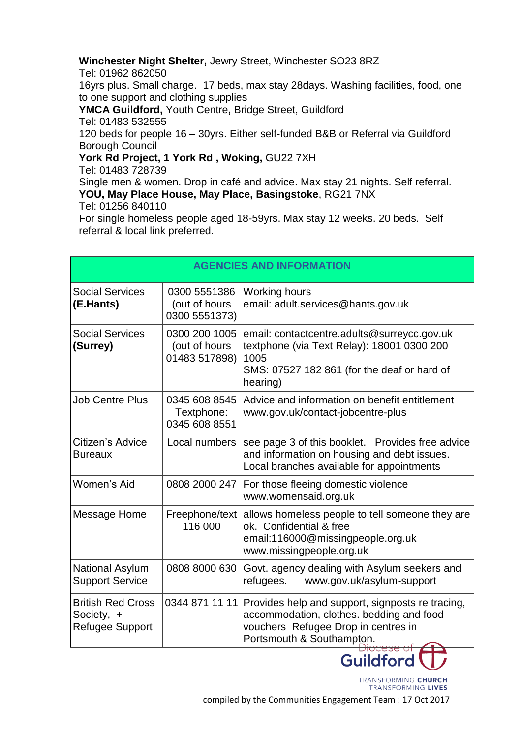**Winchester Night Shelter,** Jewry Street, Winchester SO23 8RZ
Tel: 01962 862050
16yrs plus. Small charge. 17 beds, max stay 28days. Washing facilities, food, one to one support and clothing supplies

**YMCA Guildford,** Youth Centre**,** Bridge Street, Guildford
Tel: 01483 532555
120 beds for people 16 – 30yrs. Either self-funded B&B or Referral via Guildford Borough Council

**York Rd Project, 1 York Rd , Woking,** GU22 7XH
Tel: 01483 728739
Single men & women. Drop in café and advice. Max stay 21 nights. Self referral.

**YOU, May Place House, May Place, Basingstoke**, RG21 7NX
Tel: 01256 840110
For single homeless people aged 18-59yrs. Max stay 12 weeks. 20 beds. Self referral & local link preferred.

| AGENCIES AND INFORMATION | | |
|---|---|---|
| Social Services **(E.Hants)** | 0300 5551386 (out of hours 0300 5551373) | Working hours<br>email: adult.services@hants.gov.uk |
| Social Services **(Surrey)** | 0300 200 1005 (out of hours 01483 517898) | email: contactcentre.adults@surreycc.gov.uk<br>textphone (via Text Relay): 18001 0300 200 1005<br>SMS: 07527 182 861 (for the deaf or hard of hearing) |
| Job Centre Plus | 0345 608 8545<br>Textphone: 0345 608 8551 | Advice and information on benefit entitlement<br>www.gov.uk/contact-jobcentre-plus |
| Citizen's Advice Bureaux | Local numbers | see page 3 of this booklet. Provides free advice and information on housing and debt issues. Local branches available for appointments |
| Women's Aid | 0808 2000 247 | For those fleeing domestic violence<br>www.womensaid.org.uk |
| Message Home | Freephone/text 116 000 | allows homeless people to tell someone they are ok. Confidential & free<br>email:116000@missingpeople.org.uk<br>www.missingpeople.org.uk |
| National Asylum Support Service | 0808 8000 630 | Govt. agency dealing with Asylum seekers and refugees. www.gov.uk/asylum-support |
| British Red Cross Society, + Refugee Support | 0344 871 11 11 | Provides help and support, signposts re tracing, accommodation, clothes. bedding and food vouchers Refugee Drop in centres in Portsmouth & Southampton. |

Diocese of Guildford
TRANSFORMING CHURCH TRANSFORMING LIVES

compiled by the Communities Engagement Team : 17 Oct 2017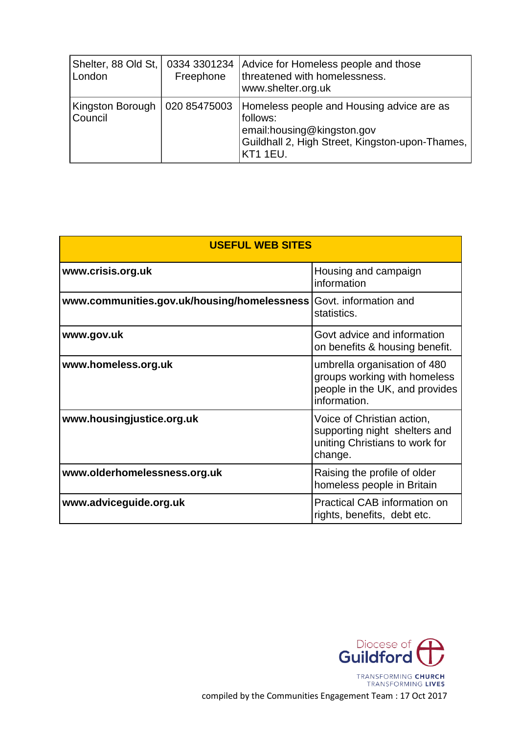| Shelter, 88 Old St, London | 0334 3301234 Freephone | Advice for Homeless people and those threatened with homelessness. www.shelter.org.uk |
|---|---|---|
| Kingston Borough Council | 020 85475003 | Homeless people and Housing advice are as follows: email:housing@kingston.gov Guildhall 2, High Street, Kingston-upon-Thames, KT1 1EU. |

| **USEFUL WEB SITES** | |
|---|---|
| **www.crisis.org.uk** | Housing and campaign information |
| **www.communities.gov.uk/housing/homelessness** | Govt. information and statistics. |
| **www.gov.uk** | Govt advice and information on benefits & housing benefit. |
| **www.homeless.org.uk** | umbrella organisation of 480 groups working with homeless people in the UK, and provides information. |
| **www.housingjustice.org.uk** | Voice of Christian action, supporting night shelters and uniting Christians to work for change. |
| **www.olderhomelessness.org.uk** | Raising the profile of older homeless people in Britain |
| **www.adviceguide.org.uk** | Practical CAB information on rights, benefits, debt etc. |

Diocese of Guildford

TRANSFORMING **CHURCH**
TRANSFORMING **LIVES**

compiled by the Communities Engagement Team : 17 Oct 2017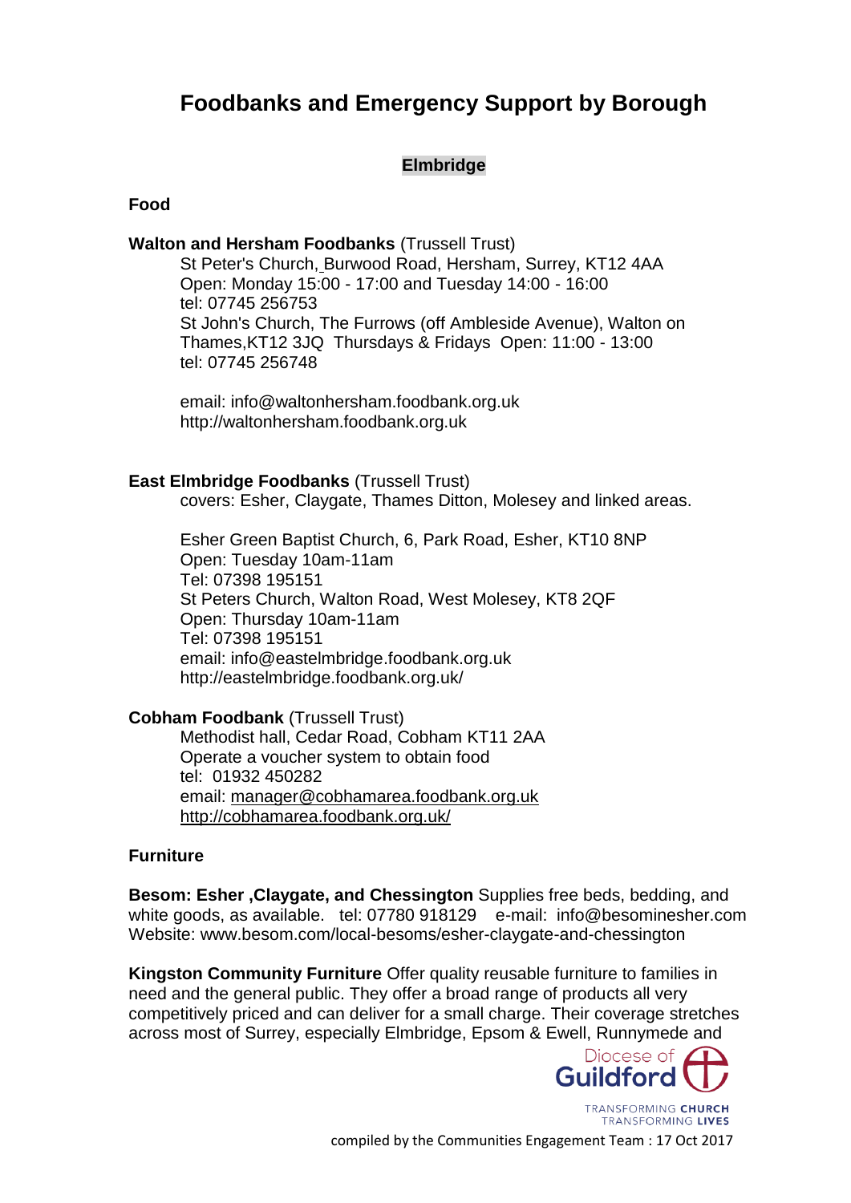# Foodbanks and Emergency Support by Borough

## Elmbridge

### Food

**Walton and Hersham Foodbanks** (Trussell Trust)

St Peter's Church, Burwood Road, Hersham, Surrey, KT12 4AA
Open: Monday 15:00 - 17:00 and Tuesday 14:00 - 16:00
tel: 07745 256753
St John's Church, The Furrows (off Ambleside Avenue), Walton on Thames,KT12 3JQ Thursdays & Fridays Open: 11:00 - 13:00
tel: 07745 256748

email: info@waltonhersham.foodbank.org.uk
http://waltonhersham.foodbank.org.uk

**East Elmbridge Foodbanks** (Trussell Trust)

covers: Esher, Claygate, Thames Ditton, Molesey and linked areas.

Esher Green Baptist Church, 6, Park Road, Esher, KT10 8NP
Open: Tuesday 10am-11am
Tel: 07398 195151
St Peters Church, Walton Road, West Molesey, KT8 2QF
Open: Thursday 10am-11am
Tel: 07398 195151
email: info@eastelmbridge.foodbank.org.uk
http://eastelmbridge.foodbank.org.uk/

**Cobham Foodbank** (Trussell Trust)

Methodist hall, Cedar Road, Cobham KT11 2AA
Operate a voucher system to obtain food
tel: 01932 450282
email: manager@cobhamarea.foodbank.org.uk
http://cobhamarea.foodbank.org.uk/

### Furniture

**Besom: Esher ,Claygate, and Chessington** Supplies free beds, bedding, and white goods, as available. tel: 07780 918129 e-mail: info@besominesher.com
Website: www.besom.com/local-besoms/esher-claygate-and-chessington

**Kingston Community Furniture** Offer quality reusable furniture to families in need and the general public. They offer a broad range of products all very competitively priced and can deliver for a small charge. Their coverage stretches across most of Surrey, especially Elmbridge, Epsom & Ewell, Runnymede and

compiled by the Communities Engagement Team : 17 Oct 2017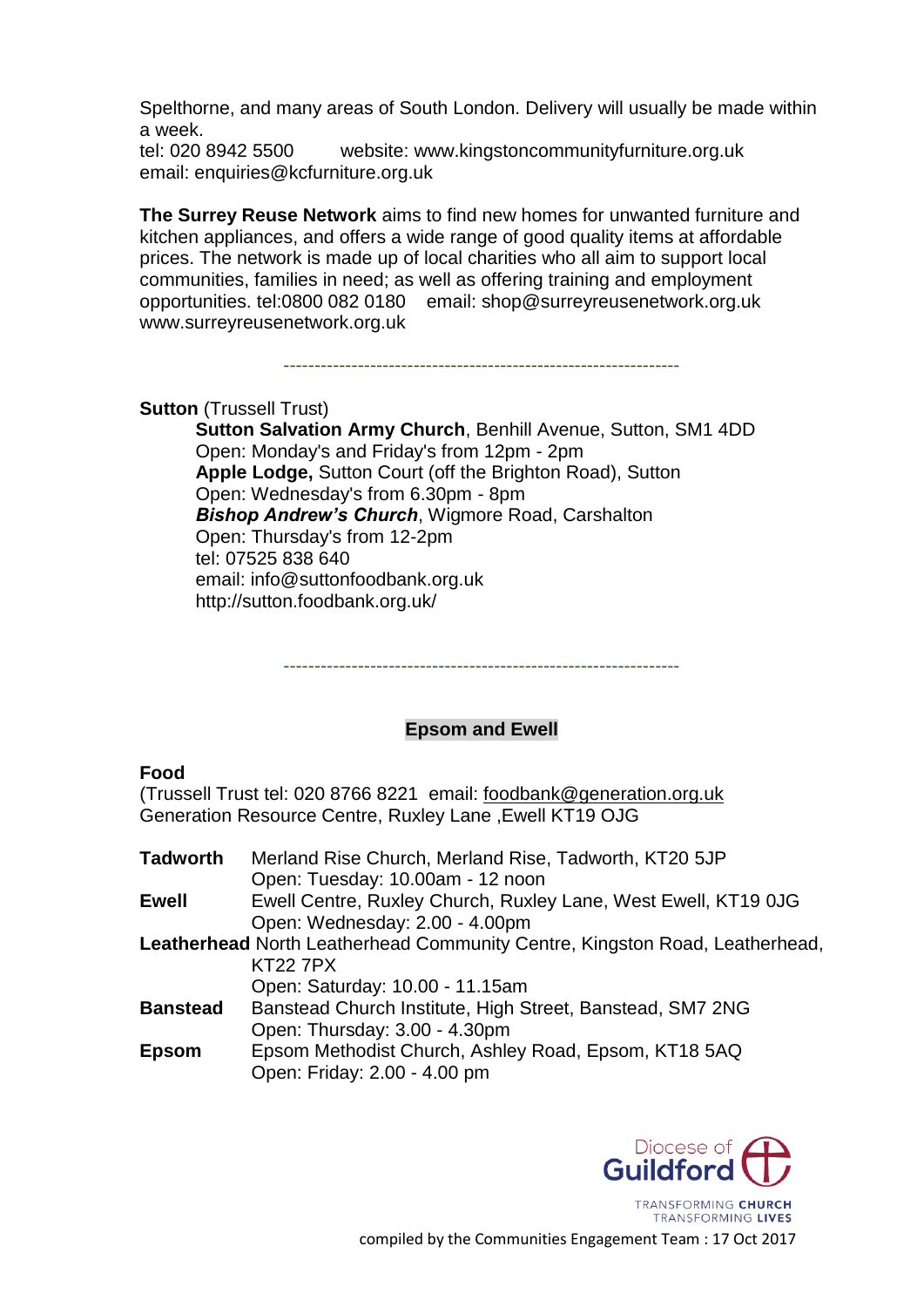Spelthorne, and many areas of South London. Delivery will usually be made within a week.
tel: 020 8942 5500  website: www.kingstoncommunityfurniture.org.uk
email: enquiries@kcfurniture.org.uk

**The Surrey Reuse Network** aims to find new homes for unwanted furniture and kitchen appliances, and offers a wide range of good quality items at affordable prices. The network is made up of local charities who all aim to support local communities, families in need; as well as offering training and employment opportunities. tel:0800 082 0180  email: shop@surreyreusenetwork.org.uk
www.surreyreusenetwork.org.uk

---

**Sutton** (Trussell Trust)

**Sutton Salvation Army Church**, Benhill Avenue, Sutton, SM1 4DD
Open: Monday's and Friday's from 12pm - 2pm
**Apple Lodge,** Sutton Court (off the Brighton Road), Sutton
Open: Wednesday's from 6.30pm - 8pm
***Bishop Andrew's Church***, Wigmore Road, Carshalton
Open: Thursday's from 12-2pm
tel: 07525 838 640
email: info@suttonfoodbank.org.uk
http://sutton.foodbank.org.uk/

---

## Epsom and Ewell

**Food**

(Trussell Trust tel: 020 8766 8221  email: foodbank@generation.org.uk
Generation Resource Centre, Ruxley Lane ,Ewell KT19 OJG

**Tadworth** Merland Rise Church, Merland Rise, Tadworth, KT20 5JP
Open: Tuesday: 10.00am - 12 noon

**Ewell** Ewell Centre, Ruxley Church, Ruxley Lane, West Ewell, KT19 0JG
Open: Wednesday: 2.00 - 4.00pm

**Leatherhead** North Leatherhead Community Centre, Kingston Road, Leatherhead, KT22 7PX
Open: Saturday: 10.00 - 11.15am

**Banstead** Banstead Church Institute, High Street, Banstead, SM7 2NG
Open: Thursday: 3.00 - 4.30pm

**Epsom** Epsom Methodist Church, Ashley Road, Epsom, KT18 5AQ
Open: Friday: 2.00 - 4.00 pm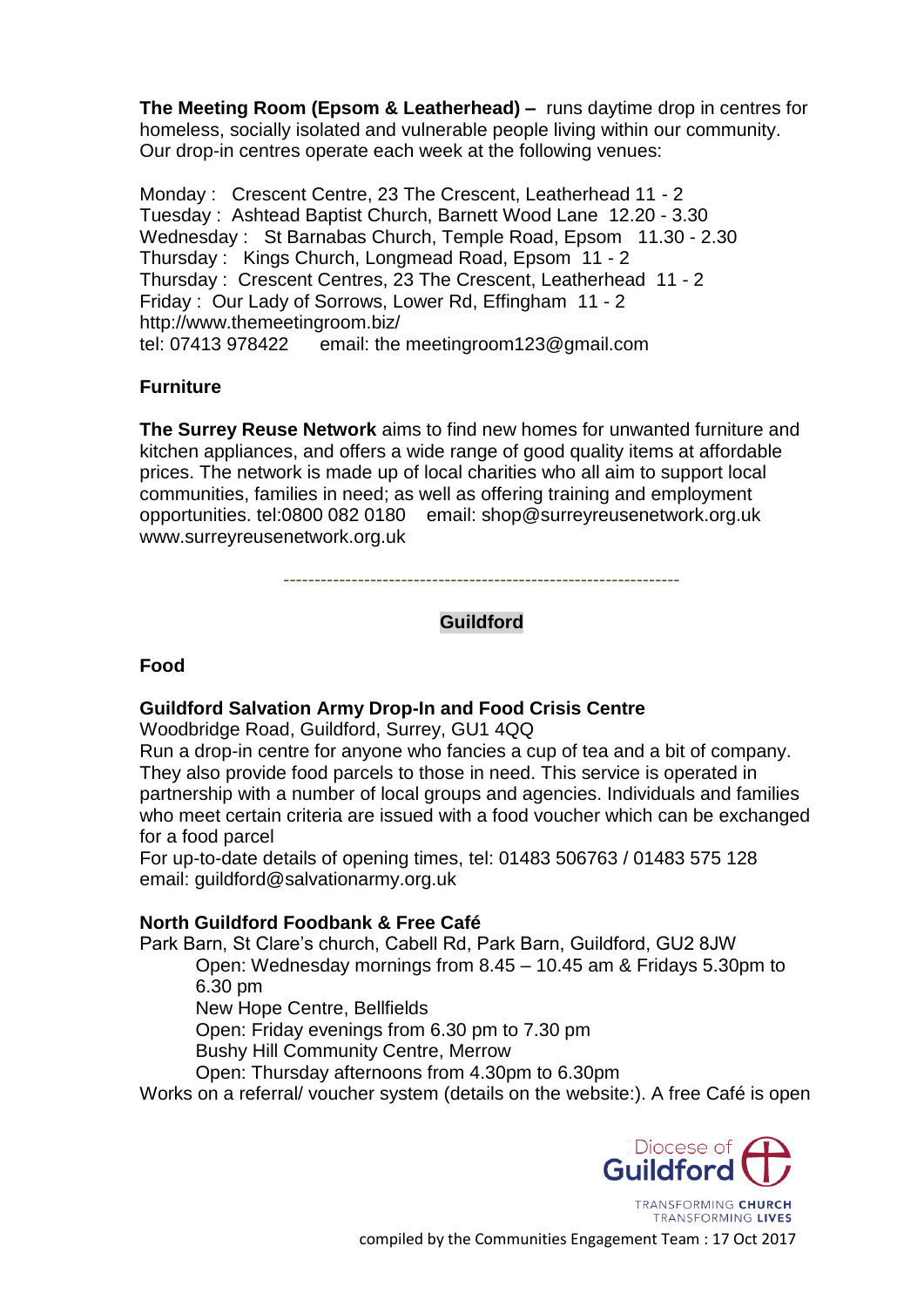**The Meeting Room (Epsom & Leatherhead) –** runs daytime drop in centres for homeless, socially isolated and vulnerable people living within our community. Our drop-in centres operate each week at the following venues:

Monday : Crescent Centre, 23 The Crescent, Leatherhead 11 - 2
Tuesday : Ashtead Baptist Church, Barnett Wood Lane 12.20 - 3.30
Wednesday : St Barnabas Church, Temple Road, Epsom 11.30 - 2.30
Thursday : Kings Church, Longmead Road, Epsom 11 - 2
Thursday : Crescent Centres, 23 The Crescent, Leatherhead 11 - 2
Friday : Our Lady of Sorrows, Lower Rd, Effingham 11 - 2
http://www.themeetingroom.biz/
tel: 07413 978422 email: the meetingroom123@gmail.com

**Furniture**

**The Surrey Reuse Network** aims to find new homes for unwanted furniture and kitchen appliances, and offers a wide range of good quality items at affordable prices. The network is made up of local charities who all aim to support local communities, families in need; as well as offering training and employment opportunities. tel:0800 082 0180 email: shop@surreyreusenetwork.org.uk www.surreyreusenetwork.org.uk

---

## Guildford

**Food**

**Guildford Salvation Army Drop-In and Food Crisis Centre**
Woodbridge Road, Guildford, Surrey, GU1 4QQ
Run a drop-in centre for anyone who fancies a cup of tea and a bit of company. They also provide food parcels to those in need. This service is operated in partnership with a number of local groups and agencies. Individuals and families who meet certain criteria are issued with a food voucher which can be exchanged for a food parcel
For up-to-date details of opening times, tel: 01483 506763 / 01483 575 128
email: guildford@salvationarmy.org.uk

**North Guildford Foodbank & Free Café**
Park Barn, St Clare's church, Cabell Rd, Park Barn, Guildford, GU2 8JW
Open: Wednesday mornings from 8.45 – 10.45 am & Fridays 5.30pm to 6.30 pm
New Hope Centre, Bellfields
Open: Friday evenings from 6.30 pm to 7.30 pm
Bushy Hill Community Centre, Merrow
Open: Thursday afternoons from 4.30pm to 6.30pm
Works on a referral/ voucher system (details on the website:). A free Café is open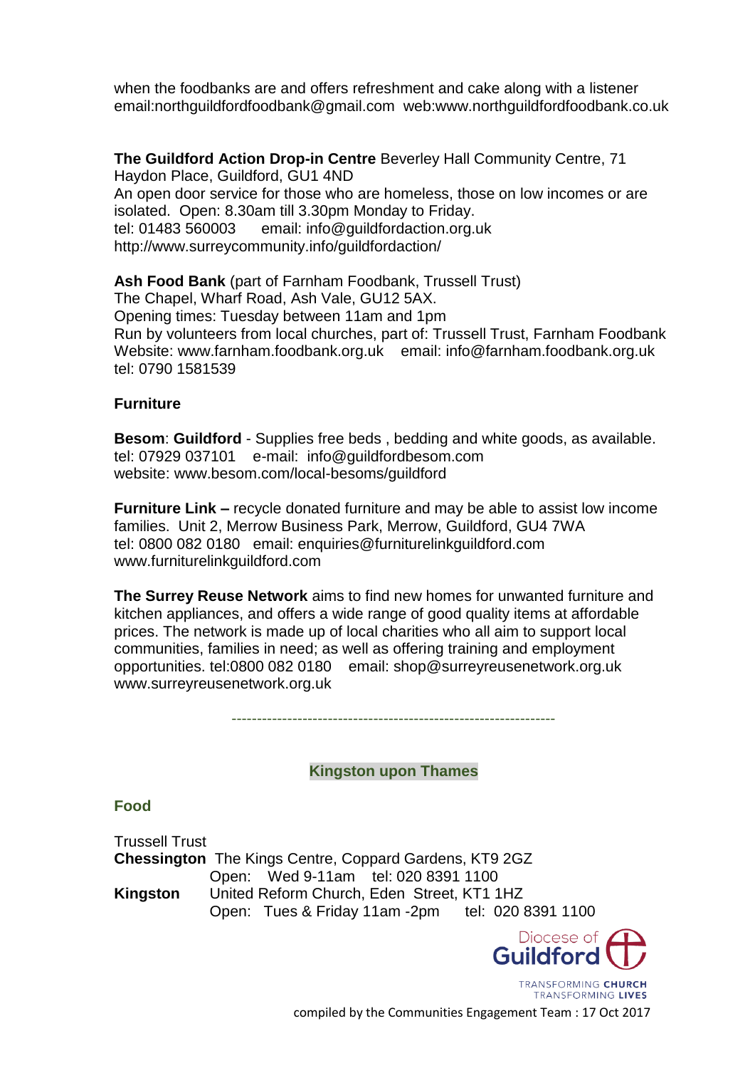when the foodbanks are and offers refreshment and cake along with a listener
email:northguildfordfoodbank@gmail.com web:www.northguildfordfoodbank.co.uk

**The Guildford Action Drop-in Centre** Beverley Hall Community Centre, 71 Haydon Place, Guildford, GU1 4ND
An open door service for those who are homeless, those on low incomes or are isolated. Open: 8.30am till 3.30pm Monday to Friday.
tel: 01483 560003 email: info@guildfordaction.org.uk
http://www.surreycommunity.info/guildfordaction/

**Ash Food Bank** (part of Farnham Foodbank, Trussell Trust)
The Chapel, Wharf Road, Ash Vale, GU12 5AX.
Opening times: Tuesday between 11am and 1pm
Run by volunteers from local churches, part of: Trussell Trust, Farnham Foodbank
Website: www.farnham.foodbank.org.uk email: info@farnham.foodbank.org.uk
tel: 0790 1581539

**Furniture**

**Besom**: **Guildford** - Supplies free beds , bedding and white goods, as available.
tel: 07929 037101 e-mail: info@guildfordbesom.com
website: www.besom.com/local-besoms/guildford

**Furniture Link –** recycle donated furniture and may be able to assist low income families. Unit 2, Merrow Business Park, Merrow, Guildford, GU4 7WA
tel: 0800 082 0180 email: enquiries@furniturelinkguildford.com
www.furniturelinkguildford.com

**The Surrey Reuse Network** aims to find new homes for unwanted furniture and kitchen appliances, and offers a wide range of good quality items at affordable prices. The network is made up of local charities who all aim to support local communities, families in need; as well as offering training and employment opportunities. tel:0800 082 0180 email: shop@surreyreusenetwork.org.uk
www.surreyreusenetwork.org.uk

---

## Kingston upon Thames

### Food

Trussell Trust
**Chessington** The Kings Centre, Coppard Gardens, KT9 2GZ
Open: Wed 9-11am tel: 020 8391 1100
**Kingston** United Reform Church, Eden Street, KT1 1HZ
Open: Tues & Friday 11am -2pm tel: 020 8391 1100

compiled by the Communities Engagement Team : 17 Oct 2017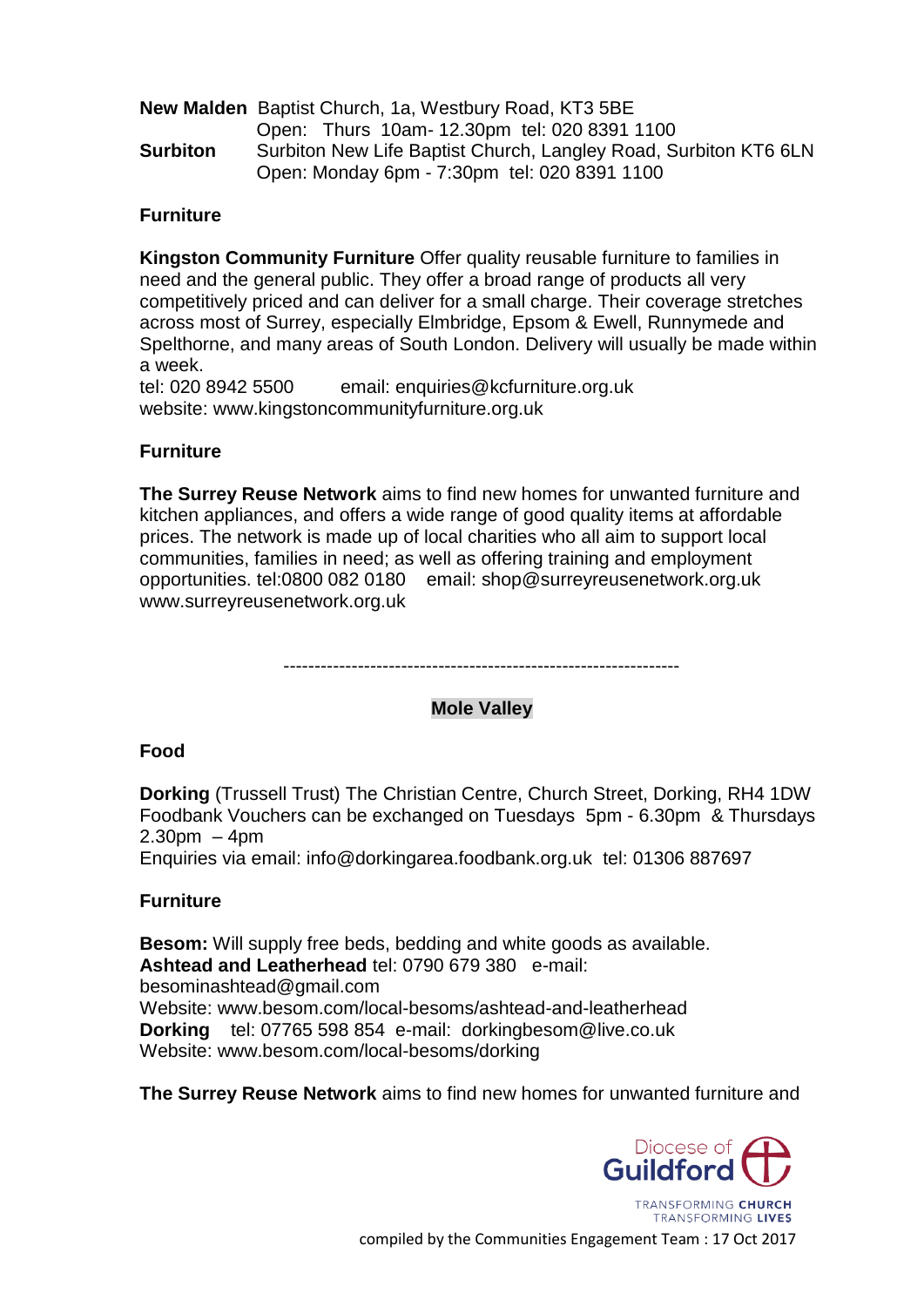**New Malden** Baptist Church, 1a, Westbury Road, KT3 5BE
Open: Thurs 10am- 12.30pm tel: 020 8391 1100

**Surbiton** Surbiton New Life Baptist Church, Langley Road, Surbiton KT6 6LN
Open: Monday 6pm - 7:30pm tel: 020 8391 1100

**Furniture**

**Kingston Community Furniture** Offer quality reusable furniture to families in need and the general public. They offer a broad range of products all very competitively priced and can deliver for a small charge. Their coverage stretches across most of Surrey, especially Elmbridge, Epsom & Ewell, Runnymede and Spelthorne, and many areas of South London. Delivery will usually be made within a week.
tel: 020 8942 5500 email: enquiries@kcfurniture.org.uk
website: www.kingstoncommunityfurniture.org.uk

**Furniture**

**The Surrey Reuse Network** aims to find new homes for unwanted furniture and kitchen appliances, and offers a wide range of good quality items at affordable prices. The network is made up of local charities who all aim to support local communities, families in need; as well as offering training and employment opportunities. tel:0800 082 0180 email: shop@surreyreusenetwork.org.uk www.surreyreusenetwork.org.uk

-----------------------------------------------------------------

## Mole Valley

**Food**

**Dorking** (Trussell Trust) The Christian Centre, Church Street, Dorking, RH4 1DW
Foodbank Vouchers can be exchanged on Tuesdays 5pm - 6.30pm & Thursdays 2.30pm – 4pm
Enquiries via email: info@dorkingarea.foodbank.org.uk tel: 01306 887697

**Furniture**

**Besom:** Will supply free beds, bedding and white goods as available.
**Ashtead and Leatherhead** tel: 0790 679 380 e-mail: besominashtead@gmail.com
Website: www.besom.com/local-besoms/ashtead-and-leatherhead
**Dorking** tel: 07765 598 854 e-mail: dorkingbesom@live.co.uk
Website: www.besom.com/local-besoms/dorking

**The Surrey Reuse Network** aims to find new homes for unwanted furniture and

compiled by the Communities Engagement Team : 17 Oct 2017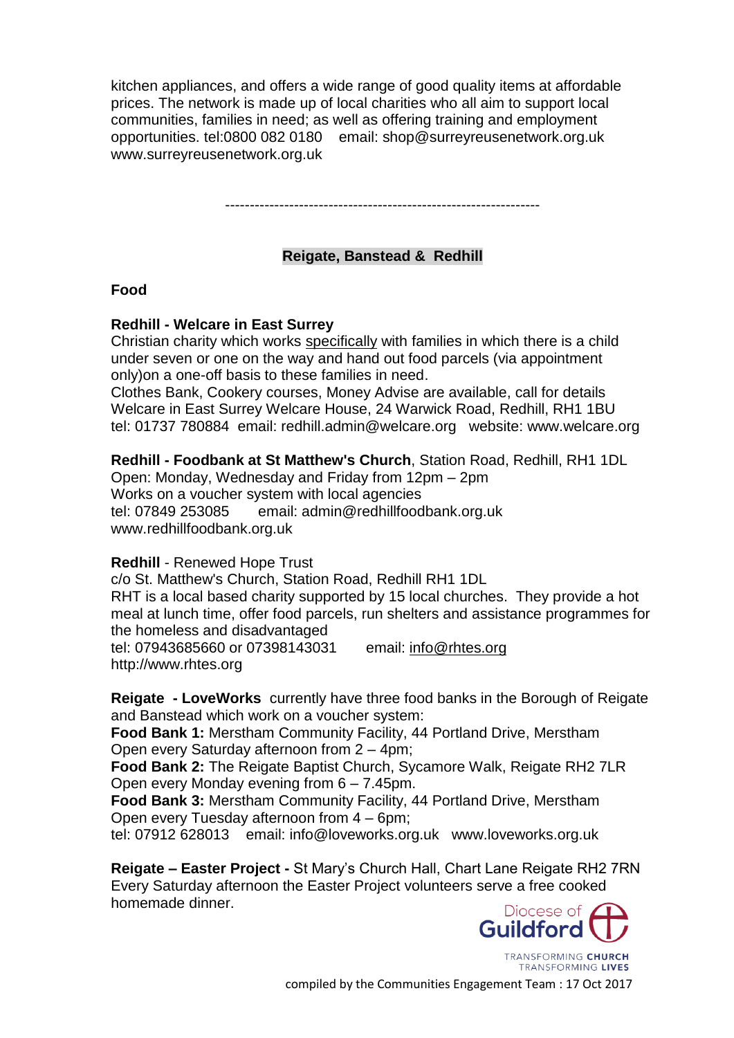kitchen appliances, and offers a wide range of good quality items at affordable prices. The network is made up of local charities who all aim to support local communities, families in need; as well as offering training and employment opportunities. tel:0800 082 0180   email: shop@surreyreusenetwork.org.uk www.surreyreusenetwork.org.uk

----------------------------------------------------------------

## Reigate, Banstead & Redhill

### Food

**Redhill - Welcare in East Surrey**
Christian charity which works specifically with families in which there is a child under seven or one on the way and hand out food parcels (via appointment only)on a one-off basis to these families in need.
Clothes Bank, Cookery courses, Money Advise are available, call for details
Welcare in East Surrey Welcare House, 24 Warwick Road, Redhill, RH1 1BU
tel: 01737 780884  email: redhill.admin@welcare.org   website: www.welcare.org

**Redhill - Foodbank at St Matthew's Church**, Station Road, Redhill, RH1 1DL
Open: Monday, Wednesday and Friday from 12pm – 2pm
Works on a voucher system with local agencies
tel: 07849 253085     email: admin@redhillfoodbank.org.uk
www.redhillfoodbank.org.uk

**Redhill** - Renewed Hope Trust
c/o St. Matthew's Church, Station Road, Redhill RH1 1DL
RHT is a local based charity supported by 15 local churches. They provide a hot meal at lunch time, offer food parcels, run shelters and assistance programmes for the homeless and disadvantaged
tel: 07943685660 or 07398143031     email: info@rhtes.org
http://www.rhtes.org

**Reigate - LoveWorks** currently have three food banks in the Borough of Reigate and Banstead which work on a voucher system:
**Food Bank 1:** Merstham Community Facility, 44 Portland Drive, Merstham
Open every Saturday afternoon from 2 – 4pm;
**Food Bank 2:** The Reigate Baptist Church, Sycamore Walk, Reigate RH2 7LR
Open every Monday evening from 6 – 7.45pm.
**Food Bank 3:** Merstham Community Facility, 44 Portland Drive, Merstham
Open every Tuesday afternoon from 4 – 6pm;
tel: 07912 628013   email: info@loveworks.org.uk   www.loveworks.org.uk

**Reigate – Easter Project -** St Mary's Church Hall, Chart Lane Reigate RH2 7RN
Every Saturday afternoon the Easter Project volunteers serve a free cooked homemade dinner.

compiled by the Communities Engagement Team : 17 Oct 2017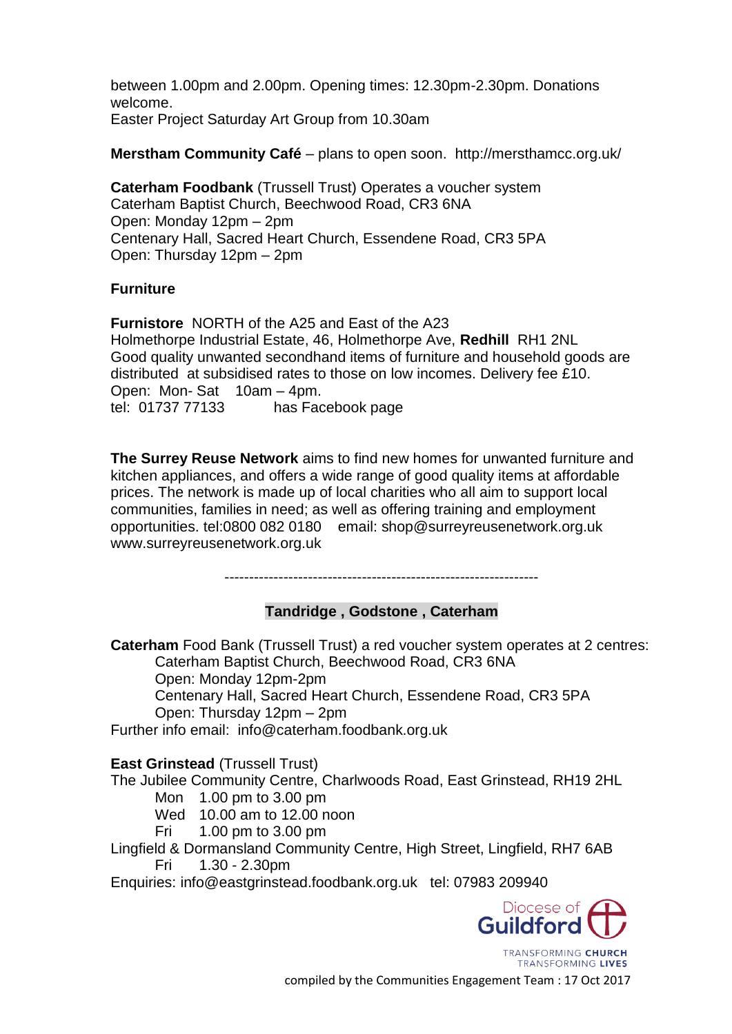between 1.00pm and 2.00pm. Opening times: 12.30pm-2.30pm. Donations welcome.
Easter Project Saturday Art Group from 10.30am

**Merstham Community Café** – plans to open soon. http://mersthamcc.org.uk/

**Caterham Foodbank** (Trussell Trust) Operates a voucher system
Caterham Baptist Church, Beechwood Road, CR3 6NA
Open: Monday 12pm – 2pm
Centenary Hall, Sacred Heart Church, Essendene Road, CR3 5PA
Open: Thursday 12pm – 2pm

**Furniture**

**Furnistore** NORTH of the A25 and East of the A23
Holmethorpe Industrial Estate, 46, Holmethorpe Ave, **Redhill** RH1 2NL
Good quality unwanted secondhand items of furniture and household goods are distributed at subsidised rates to those on low incomes. Delivery fee £10.
Open: Mon- Sat 10am – 4pm.
tel: 01737 77133 has Facebook page

**The Surrey Reuse Network** aims to find new homes for unwanted furniture and kitchen appliances, and offers a wide range of good quality items at affordable prices. The network is made up of local charities who all aim to support local communities, families in need; as well as offering training and employment opportunities. tel:0800 082 0180 email: shop@surreyreusenetwork.org.uk
www.surreyreusenetwork.org.uk

-----------------------------------------------------------------

## Tandridge , Godstone , Caterham

**Caterham** Food Bank (Trussell Trust) a red voucher system operates at 2 centres:
Caterham Baptist Church, Beechwood Road, CR3 6NA
Open: Monday 12pm-2pm
Centenary Hall, Sacred Heart Church, Essendene Road, CR3 5PA
Open: Thursday 12pm – 2pm
Further info email: info@caterham.foodbank.org.uk

**East Grinstead** (Trussell Trust)
The Jubilee Community Centre, Charlwoods Road, East Grinstead, RH19 2HL
Mon 1.00 pm to 3.00 pm
Wed 10.00 am to 12.00 noon
Fri 1.00 pm to 3.00 pm
Lingfield & Dormansland Community Centre, High Street, Lingfield, RH7 6AB
Fri 1.30 - 2.30pm
Enquiries: info@eastgrinstead.foodbank.org.uk tel: 07983 209940

Diocese of Guildford
TRANSFORMING CHURCH TRANSFORMING LIVES

compiled by the Communities Engagement Team : 17 Oct 2017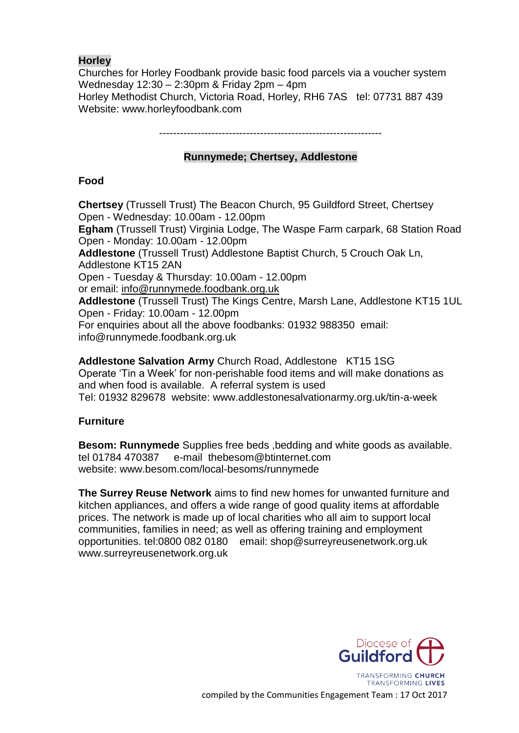## Horley

Churches for Horley Foodbank provide basic food parcels via a voucher system
Wednesday 12:30 – 2:30pm & Friday 2pm – 4pm
Horley Methodist Church, Victoria Road, Horley, RH6 7AS tel: 07731 887 439
Website: www.horleyfoodbank.com

---

## Runnymede; Chertsey, Addlestone

### Food

**Chertsey** (Trussell Trust) The Beacon Church, 95 Guildford Street, Chertsey
Open - Wednesday: 10.00am - 12.00pm
**Egham** (Trussell Trust) Virginia Lodge, The Waspe Farm carpark, 68 Station Road
Open - Monday: 10.00am - 12.00pm
**Addlestone** (Trussell Trust) Addlestone Baptist Church, 5 Crouch Oak Ln, Addlestone KT15 2AN
Open - Tuesday & Thursday: 10.00am - 12.00pm
or email: info@runnymede.foodbank.org.uk
**Addlestone** (Trussell Trust) The Kings Centre, Marsh Lane, Addlestone KT15 1UL
Open - Friday: 10.00am - 12.00pm
For enquiries about all the above foodbanks: 01932 988350 email: info@runnymede.foodbank.org.uk

**Addlestone Salvation Army** Church Road, Addlestone KT15 1SG
Operate 'Tin a Week' for non-perishable food items and will make donations as and when food is available. A referral system is used
Tel: 01932 829678 website: www.addlestonesalvationarmy.org.uk/tin-a-week

### Furniture

**Besom: Runnymede** Supplies free beds ,bedding and white goods as available.
tel 01784 470387 e-mail thebesom@btinternet.com
website: www.besom.com/local-besoms/runnymede

**The Surrey Reuse Network** aims to find new homes for unwanted furniture and kitchen appliances, and offers a wide range of good quality items at affordable prices. The network is made up of local charities who all aim to support local communities, families in need; as well as offering training and employment opportunities. tel:0800 082 0180 email: shop@surreyreusenetwork.org.uk
www.surreyreusenetwork.org.uk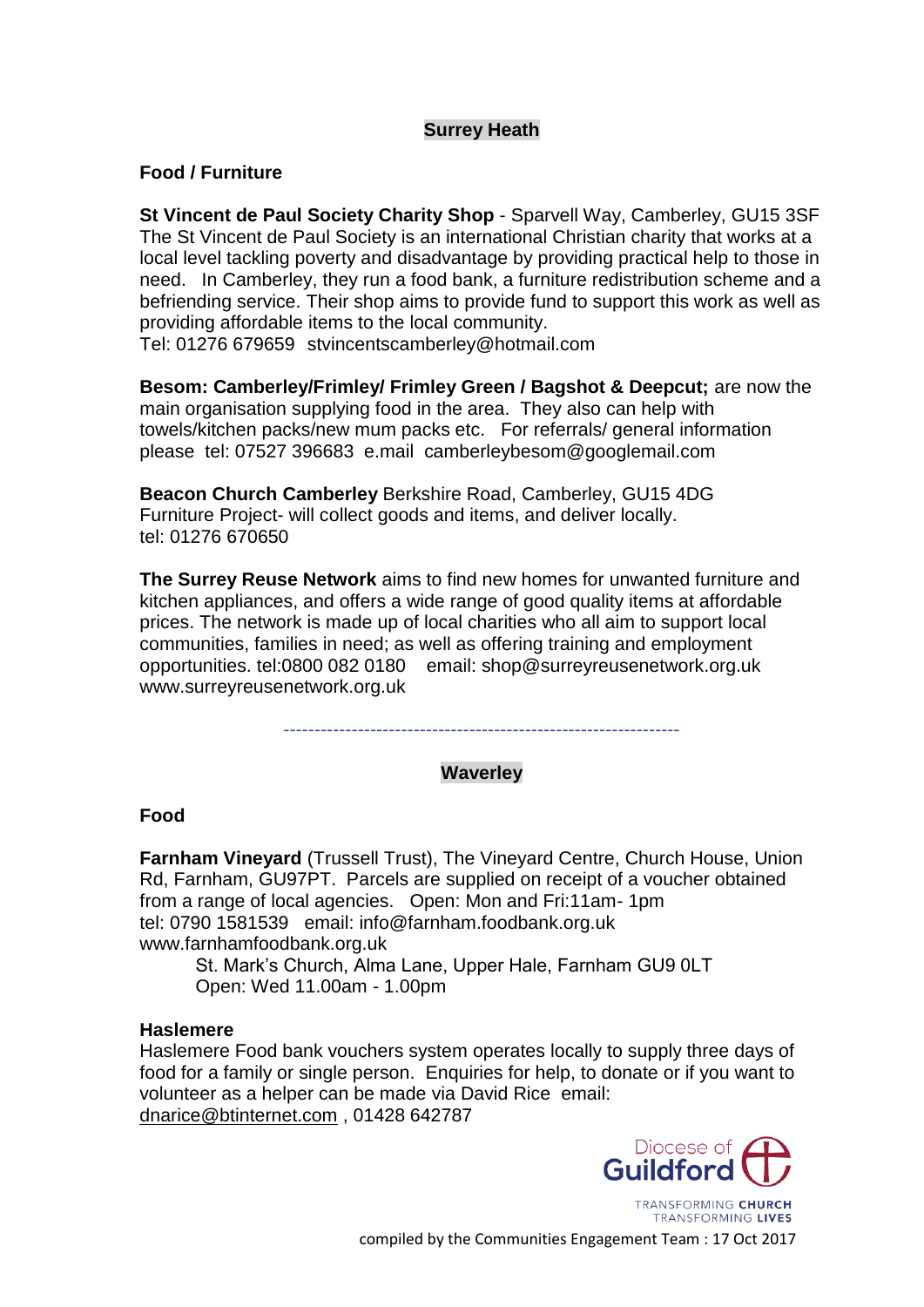## Surrey Heath

**Food / Furniture**

**St Vincent de Paul Society Charity Shop** - Sparvell Way, Camberley, GU15 3SF The St Vincent de Paul Society is an international Christian charity that works at a local level tackling poverty and disadvantage by providing practical help to those in need. In Camberley, they run a food bank, a furniture redistribution scheme and a befriending service. Their shop aims to provide fund to support this work as well as providing affordable items to the local community.
Tel: 01276 679659 stvincentscamberley@hotmail.com

**Besom: Camberley/Frimley/ Frimley Green / Bagshot & Deepcut;** are now the main organisation supplying food in the area. They also can help with towels/kitchen packs/new mum packs etc. For referrals/ general information please tel: 07527 396683 e.mail camberleybesom@googlemail.com

**Beacon Church Camberley** Berkshire Road, Camberley, GU15 4DG
Furniture Project- will collect goods and items, and deliver locally.
tel: 01276 670650

**The Surrey Reuse Network** aims to find new homes for unwanted furniture and kitchen appliances, and offers a wide range of good quality items at affordable prices. The network is made up of local charities who all aim to support local communities, families in need; as well as offering training and employment opportunities. tel:0800 082 0180 email: shop@surreyreusenetwork.org.uk
www.surreyreusenetwork.org.uk

---

## Waverley

**Food**

**Farnham Vineyard** (Trussell Trust), The Vineyard Centre, Church House, Union Rd, Farnham, GU97PT. Parcels are supplied on receipt of a voucher obtained from a range of local agencies. Open: Mon and Fri:11am- 1pm
tel: 0790 1581539 email: info@farnham.foodbank.org.uk
www.farnhamfoodbank.org.uk

St. Mark's Church, Alma Lane, Upper Hale, Farnham GU9 0LT
Open: Wed 11.00am - 1.00pm

**Haslemere**
Haslemere Food bank vouchers system operates locally to supply three days of food for a family or single person. Enquiries for help, to donate or if you want to volunteer as a helper can be made via David Rice email: dnarice@btinternet.com , 01428 642787

compiled by the Communities Engagement Team : 17 Oct 2017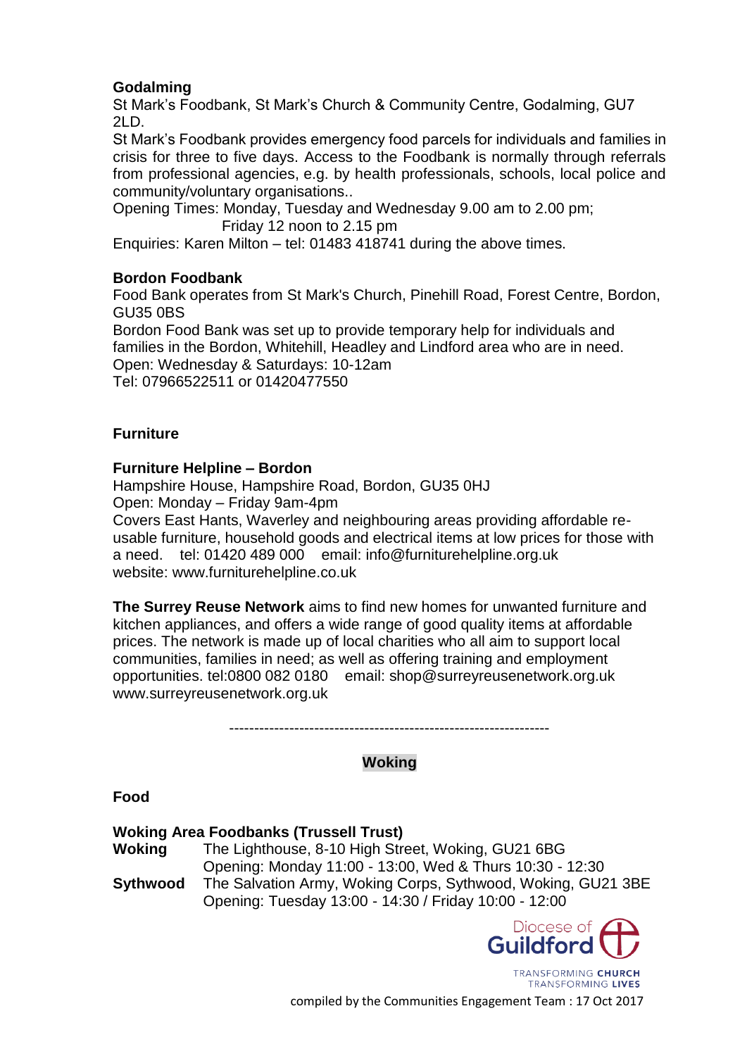**Godalming**
St Mark's Foodbank, St Mark's Church & Community Centre, Godalming, GU7 2LD.
St Mark's Foodbank provides emergency food parcels for individuals and families in crisis for three to five days. Access to the Foodbank is normally through referrals from professional agencies, e.g. by health professionals, schools, local police and community/voluntary organisations..
Opening Times: Monday, Tuesday and Wednesday 9.00 am to 2.00 pm;
Friday 12 noon to 2.15 pm
Enquiries: Karen Milton – tel: 01483 418741 during the above times.

**Bordon Foodbank**
Food Bank operates from St Mark's Church, Pinehill Road, Forest Centre, Bordon, GU35 0BS
Bordon Food Bank was set up to provide temporary help for individuals and families in the Bordon, Whitehill, Headley and Lindford area who are in need.
Open: Wednesday & Saturdays: 10-12am
Tel: 07966522511 or 01420477550

**Furniture**

**Furniture Helpline – Bordon**
Hampshire House, Hampshire Road, Bordon, GU35 0HJ
Open: Monday – Friday 9am-4pm
Covers East Hants, Waverley and neighbouring areas providing affordable re-usable furniture, household goods and electrical items at low prices for those with a need. tel: 01420 489 000 email: info@furniturehelpline.org.uk
website: www.furniturehelpline.co.uk

**The Surrey Reuse Network** aims to find new homes for unwanted furniture and kitchen appliances, and offers a wide range of good quality items at affordable prices. The network is made up of local charities who all aim to support local communities, families in need; as well as offering training and employment opportunities. tel:0800 082 0180 email: shop@surreyreusenetwork.org.uk
www.surreyreusenetwork.org.uk

---

## Woking

**Food**

**Woking Area Foodbanks (Trussell Trust)**

**Woking** The Lighthouse, 8-10 High Street, Woking, GU21 6BG
Opening: Monday 11:00 - 13:00, Wed & Thurs 10:30 - 12:30

**Sythwood** The Salvation Army, Woking Corps, Sythwood, Woking, GU21 3BE
Opening: Tuesday 13:00 - 14:30 / Friday 10:00 - 12:00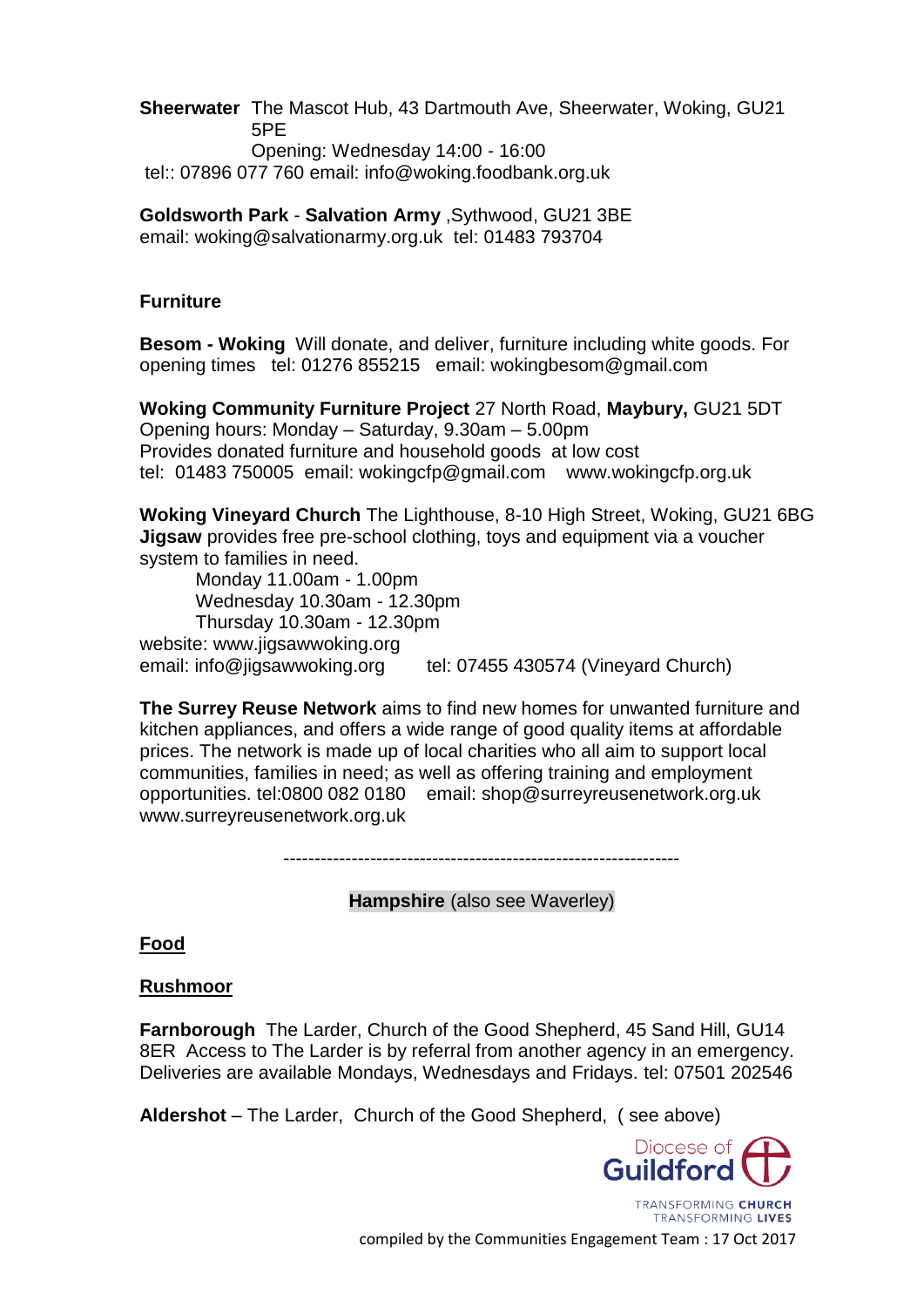**Sheerwater** The Mascot Hub, 43 Dartmouth Ave, Sheerwater, Woking, GU21 5PE
Opening: Wednesday 14:00 - 16:00
tel:: 07896 077 760 email: info@woking.foodbank.org.uk

**Goldsworth Park** - **Salvation Army** ,Sythwood, GU21 3BE
email: woking@salvationarmy.org.uk tel: 01483 793704

**Furniture**

**Besom - Woking** Will donate, and deliver, furniture including white goods. For opening times tel: 01276 855215 email: wokingbesom@gmail.com

**Woking Community Furniture Project** 27 North Road, **Maybury,** GU21 5DT
Opening hours: Monday – Saturday, 9.30am – 5.00pm
Provides donated furniture and household goods at low cost
tel: 01483 750005 email: wokingcfp@gmail.com www.wokingcfp.org.uk

**Woking Vineyard Church** The Lighthouse, 8-10 High Street, Woking, GU21 6BG
**Jigsaw** provides free pre-school clothing, toys and equipment via a voucher system to families in need.

Monday 11.00am - 1.00pm
Wednesday 10.30am - 12.30pm
Thursday 10.30am - 12.30pm

website: www.jigsawwoking.org
email: info@jigsawwoking.org tel: 07455 430574 (Vineyard Church)

**The Surrey Reuse Network** aims to find new homes for unwanted furniture and kitchen appliances, and offers a wide range of good quality items at affordable prices. The network is made up of local charities who all aim to support local communities, families in need; as well as offering training and employment opportunities. tel:0800 082 0180 email: shop@surreyreusenetwork.org.uk www.surreyreusenetwork.org.uk

---

**Hampshire** (also see Waverley)

**Food**

**Rushmoor**

**Farnborough** The Larder, Church of the Good Shepherd, 45 Sand Hill, GU14 8ER Access to The Larder is by referral from another agency in an emergency. Deliveries are available Mondays, Wednesdays and Fridays. tel: 07501 202546

**Aldershot** – The Larder, Church of the Good Shepherd, ( see above)

Diocese of Guildford
TRANSFORMING CHURCH TRANSFORMING LIVES

compiled by the Communities Engagement Team : 17 Oct 2017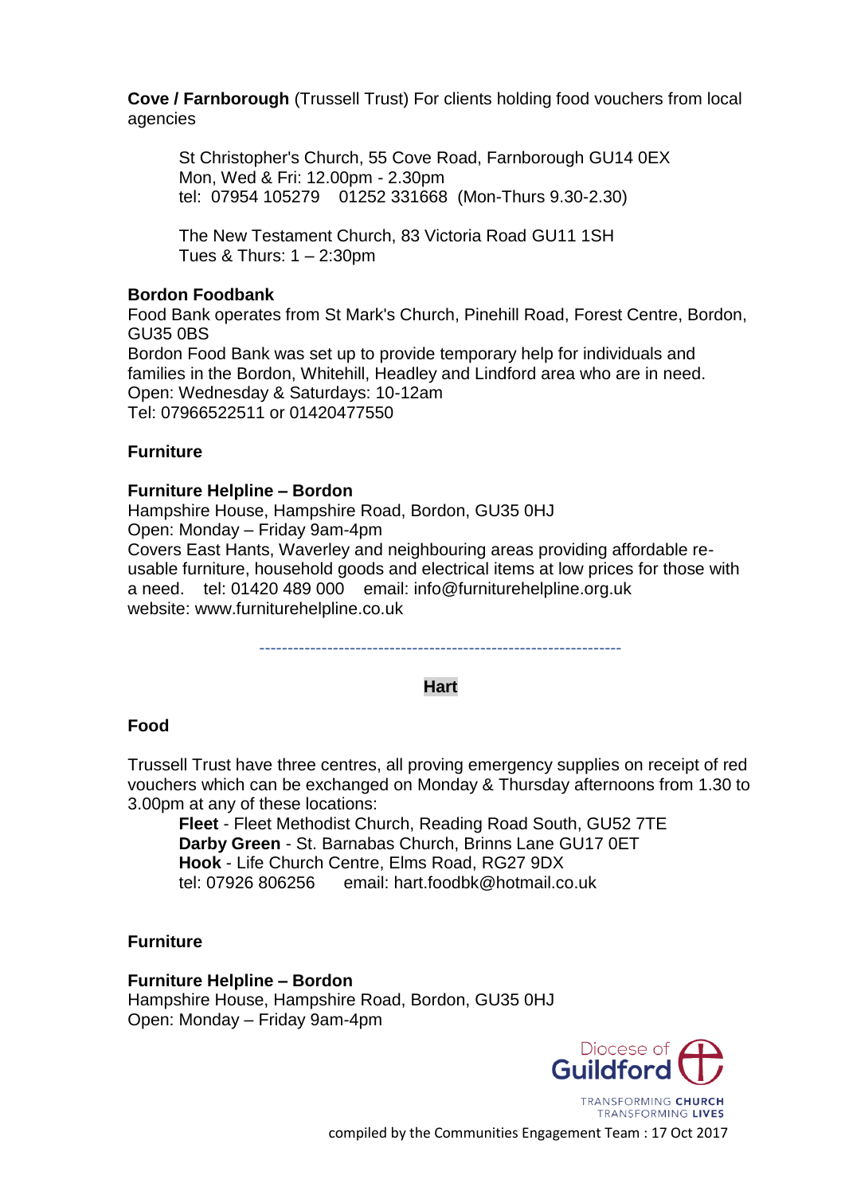**Cove / Farnborough** (Trussell Trust) For clients holding food vouchers from local agencies

St Christopher's Church, 55 Cove Road, Farnborough GU14 0EX
Mon, Wed & Fri: 12.00pm - 2.30pm
tel: 07954 105279 01252 331668 (Mon-Thurs 9.30-2.30)

The New Testament Church, 83 Victoria Road GU11 1SH
Tues & Thurs: 1 – 2:30pm

**Bordon Foodbank**

Food Bank operates from St Mark's Church, Pinehill Road, Forest Centre, Bordon, GU35 0BS
Bordon Food Bank was set up to provide temporary help for individuals and families in the Bordon, Whitehill, Headley and Lindford area who are in need.
Open: Wednesday & Saturdays: 10-12am
Tel: 07966522511 or 01420477550

**Furniture**

**Furniture Helpline – Bordon**

Hampshire House, Hampshire Road, Bordon, GU35 0HJ
Open: Monday – Friday 9am-4pm
Covers East Hants, Waverley and neighbouring areas providing affordable re-usable furniture, household goods and electrical items at low prices for those with a need. tel: 01420 489 000 email: info@furniturehelpline.org.uk
website: www.furniturehelpline.co.uk

---

## Hart

**Food**

Trussell Trust have three centres, all proving emergency supplies on receipt of red vouchers which can be exchanged on Monday & Thursday afternoons from 1.30 to 3.00pm at any of these locations:

**Fleet** - Fleet Methodist Church, Reading Road South, GU52 7TE
**Darby Green** - St. Barnabas Church, Brinns Lane GU17 0ET
**Hook** - Life Church Centre, Elms Road, RG27 9DX
tel: 07926 806256 email: hart.foodbk@hotmail.co.uk

**Furniture**

**Furniture Helpline – Bordon**

Hampshire House, Hampshire Road, Bordon, GU35 0HJ
Open: Monday – Friday 9am-4pm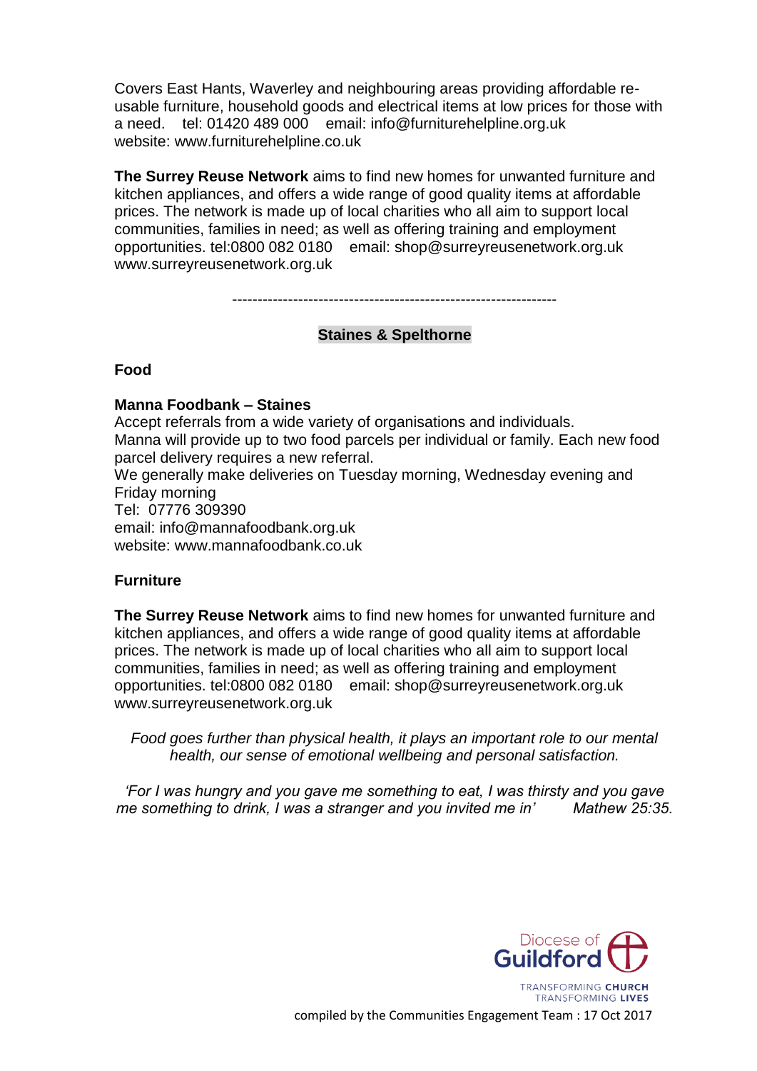Covers East Hants, Waverley and neighbouring areas providing affordable re-usable furniture, household goods and electrical items at low prices for those with a need. tel: 01420 489 000 email: info@furniturehelpline.org.uk website: www.furniturehelpline.co.uk

**The Surrey Reuse Network** aims to find new homes for unwanted furniture and kitchen appliances, and offers a wide range of good quality items at affordable prices. The network is made up of local charities who all aim to support local communities, families in need; as well as offering training and employment opportunities. tel:0800 082 0180 email: shop@surreyreusenetwork.org.uk www.surreyreusenetwork.org.uk

-----------------------------------------------------------------

## Staines & Spelthorne

### Food

**Manna Foodbank – Staines**
Accept referrals from a wide variety of organisations and individuals.
Manna will provide up to two food parcels per individual or family. Each new food parcel delivery requires a new referral.
We generally make deliveries on Tuesday morning, Wednesday evening and Friday morning
Tel: 07776 309390
email: info@mannafoodbank.org.uk
website: www.mannafoodbank.co.uk

### Furniture

**The Surrey Reuse Network** aims to find new homes for unwanted furniture and kitchen appliances, and offers a wide range of good quality items at affordable prices. The network is made up of local charities who all aim to support local communities, families in need; as well as offering training and employment opportunities. tel:0800 082 0180 email: shop@surreyreusenetwork.org.uk www.surreyreusenetwork.org.uk

*Food goes further than physical health, it plays an important role to our mental health, our sense of emotional wellbeing and personal satisfaction.*

*'For I was hungry and you gave me something to eat, I was thirsty and you gave me something to drink, I was a stranger and you invited me in' Mathew 25:35.*

Diocese of Guildford
TRANSFORMING CHURCH TRANSFORMING LIVES

compiled by the Communities Engagement Team : 17 Oct 2017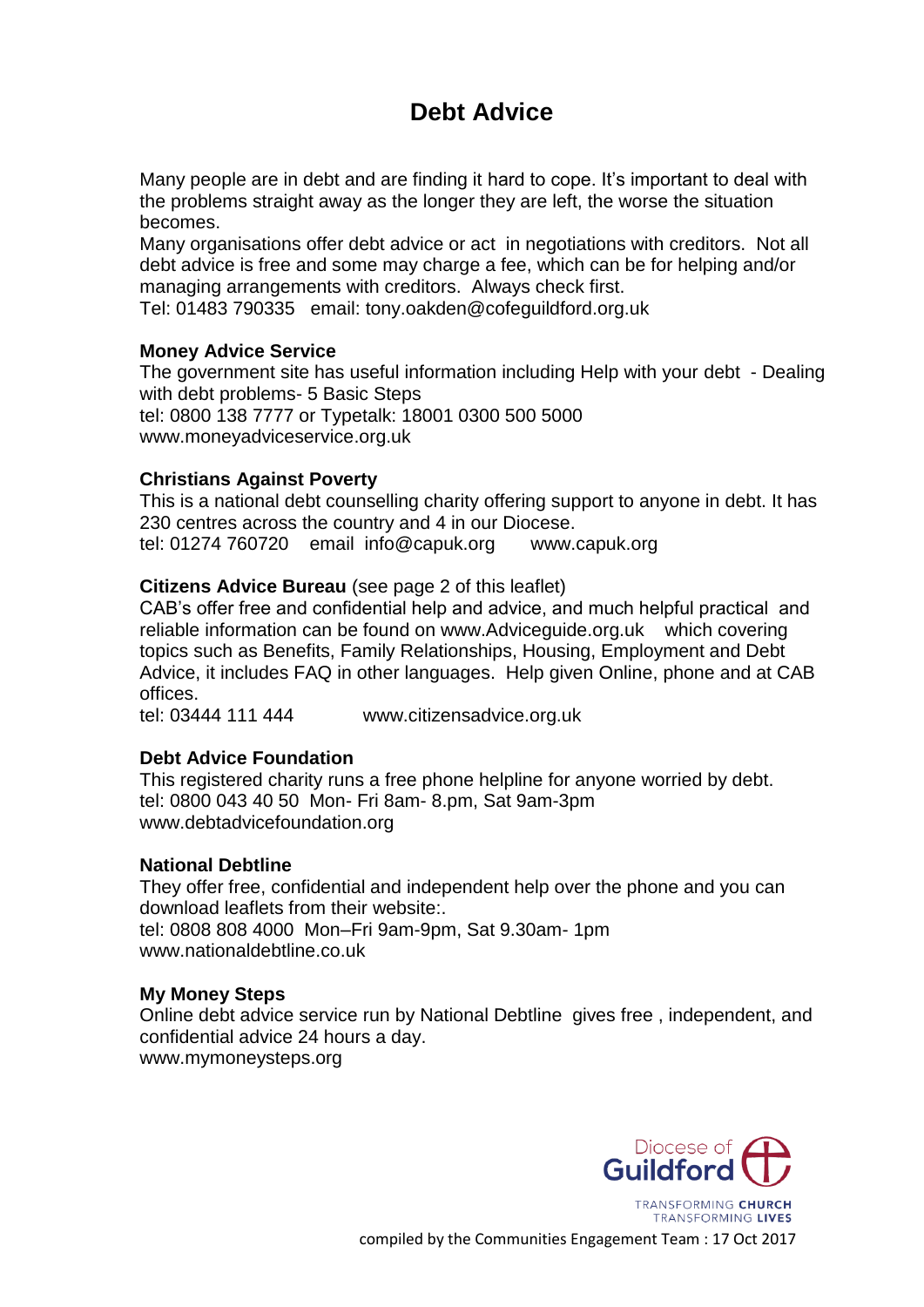# Debt Advice

Many people are in debt and are finding it hard to cope. It's important to deal with the problems straight away as the longer they are left, the worse the situation becomes.
Many organisations offer debt advice or act in negotiations with creditors. Not all debt advice is free and some may charge a fee, which can be for helping and/or managing arrangements with creditors. Always check first.
Tel: 01483 790335 email: tony.oakden@cofeguildford.org.uk

**Money Advice Service**
The government site has useful information including Help with your debt - Dealing with debt problems- 5 Basic Steps
tel: 0800 138 7777 or Typetalk: 18001 0300 500 5000
www.moneyadviceservice.org.uk

**Christians Against Poverty**
This is a national debt counselling charity offering support to anyone in debt. It has 230 centres across the country and 4 in our Diocese.
tel: 01274 760720 email info@capuk.org www.capuk.org

**Citizens Advice Bureau** (see page 2 of this leaflet)
CAB's offer free and confidential help and advice, and much helpful practical and reliable information can be found on www.Adviceguide.org.uk which covering topics such as Benefits, Family Relationships, Housing, Employment and Debt Advice, it includes FAQ in other languages. Help given Online, phone and at CAB offices.
tel: 03444 111 444 www.citizensadvice.org.uk

**Debt Advice Foundation**
This registered charity runs a free phone helpline for anyone worried by debt.
tel: 0800 043 40 50 Mon- Fri 8am- 8.pm, Sat 9am-3pm
www.debtadvicefoundation.org

**National Debtline**
They offer free, confidential and independent help over the phone and you can download leaflets from their website:.
tel: 0808 808 4000 Mon–Fri 9am-9pm, Sat 9.30am- 1pm
www.nationaldebtline.co.uk

**My Money Steps**
Online debt advice service run by National Debtline gives free , independent, and confidential advice 24 hours a day.
www.mymoneysteps.org

Diocese of Guildford
TRANSFORMING CHURCH
TRANSFORMING LIVES

compiled by the Communities Engagement Team : 17 Oct 2017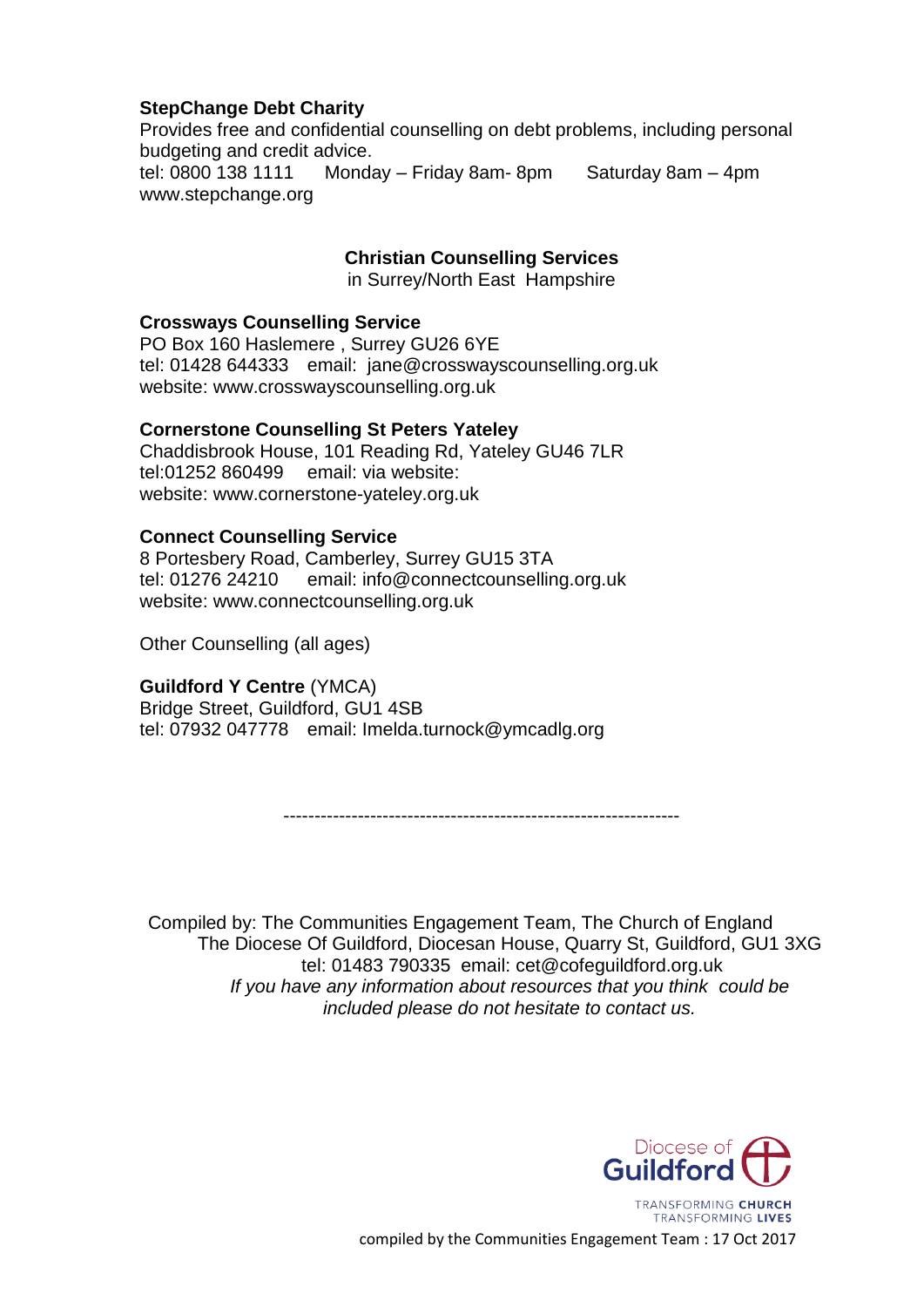**StepChange Debt Charity**
Provides free and confidential counselling on debt problems, including personal budgeting and credit advice.
tel: 0800 138 1111    Monday – Friday 8am- 8pm    Saturday 8am – 4pm
www.stepchange.org

**Christian Counselling Services**
in Surrey/North East Hampshire

**Crossways Counselling Service**
PO Box 160 Haslemere , Surrey GU26 6YE
tel: 01428 644333  email: jane@crosswayscounselling.org.uk
website: www.crosswayscounselling.org.uk

**Cornerstone Counselling St Peters Yateley**
Chaddisbrook House, 101 Reading Rd, Yateley GU46 7LR
tel:01252 860499  email: via website:
website: www.cornerstone-yateley.org.uk

**Connect Counselling Service**
8 Portesbery Road, Camberley, Surrey GU15 3TA
tel: 01276 24210  email: info@connectcounselling.org.uk
website: www.connectcounselling.org.uk

Other Counselling (all ages)

**Guildford Y Centre** (YMCA)
Bridge Street, Guildford, GU1 4SB
tel: 07932 047778  email: Imelda.turnock@ymcadlg.org

---

Compiled by: The Communities Engagement Team, The Church of England
The Diocese Of Guildford, Diocesan House, Quarry St, Guildford, GU1 3XG
tel: 01483 790335 email: cet@cofeguildford.org.uk
*If you have any information about resources that you think could be included please do not hesitate to contact us.*

Diocese of Guildford
TRANSFORMING **CHURCH**
TRANSFORMING **LIVES**

compiled by the Communities Engagement Team : 17 Oct 2017